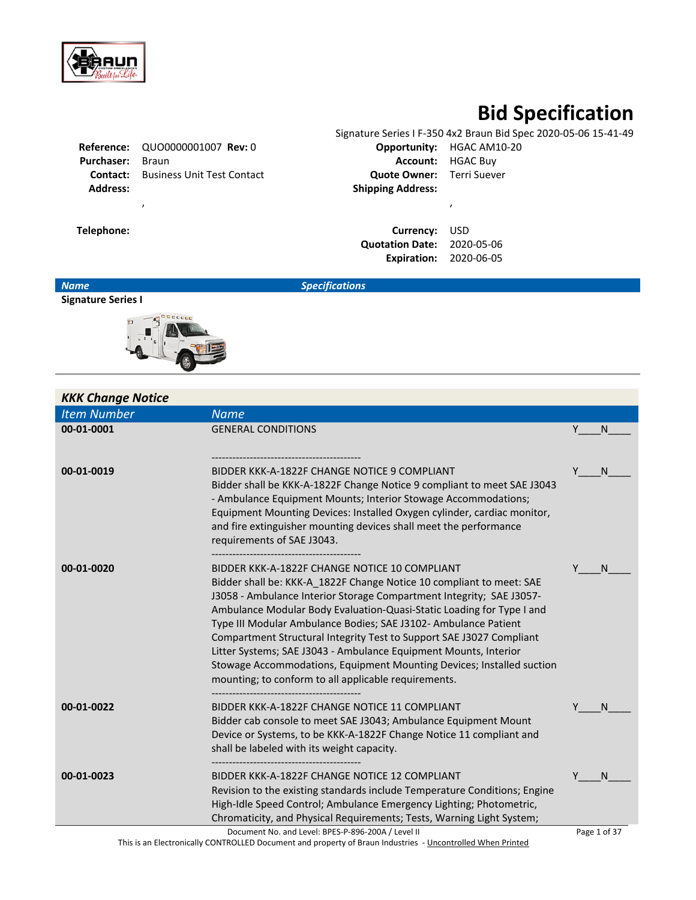# Bid Specification

Signature Series I F-350 4x2 Braun Bid Spec 2020-05-06 15-41-49

| | | | |
|---|---|---|---|
| **Reference:** | QUO0000001007 **Rev:** 0 | **Opportunity:** | HGAC AM10-20 |
| **Purchaser:** | Braun | **Account:** | HGAC Buy |
| **Contact:** | Business Unit Test Contact | **Quote Owner:** | Terri Suever |
| **Address:** | , | **Shipping Address:** | , |
| **Telephone:** | | **Currency:** | USD |
| | | **Quotation Date:** | 2020-05-06 |
| | | **Expiration:** | 2020-06-05 |

| *Name* | *Specifications* |
|---|---|
| **Signature Series I** | |

## *KKK Change Notice*

| *Item Number* | *Name* | |
|---|---|---|
| **00-01-0001** | GENERAL CONDITIONS<br><br>------------------------------------------- | Y____N____ |
| **00-01-0019** | BIDDER KKK-A-1822F CHANGE NOTICE 9 COMPLIANT<br>Bidder shall be KKK-A-1822F Change Notice 9 compliant to meet SAE J3043 - Ambulance Equipment Mounts; Interior Stowage Accommodations; Equipment Mounting Devices: Installed Oxygen cylinder, cardiac monitor, and fire extinguisher mounting devices shall meet the performance requirements of SAE J3043.<br>------------------------------------------- | Y____N____ |
| **00-01-0020** | BIDDER KKK-A-1822F CHANGE NOTICE 10 COMPLIANT<br>Bidder shall be: KKK-A_1822F Change Notice 10 compliant to meet: SAE J3058 - Ambulance Interior Storage Compartment Integrity; SAE J3057- Ambulance Modular Body Evaluation-Quasi-Static Loading for Type I and Type III Modular Ambulance Bodies; SAE J3102- Ambulance Patient Compartment Structural Integrity Test to Support SAE J3027 Compliant Litter Systems; SAE J3043 - Ambulance Equipment Mounts, Interior Stowage Accommodations, Equipment Mounting Devices; Installed suction mounting; to conform to all applicable requirements.<br>------------------------------------------- | Y____N____ |
| **00-01-0022** | BIDDER KKK-A-1822F CHANGE NOTICE 11 COMPLIANT<br>Bidder cab console to meet SAE J3043; Ambulance Equipment Mount Device or Systems, to be KKK-A-1822F Change Notice 11 compliant and shall be labeled with its weight capacity.<br>------------------------------------------- | Y____N____ |
| **00-01-0023** | BIDDER KKK-A-1822F CHANGE NOTICE 12 COMPLIANT<br>Revision to the existing standards include Temperature Conditions; Engine High-Idle Speed Control; Ambulance Emergency Lighting; Photometric, Chromaticity, and Physical Requirements; Tests, Warning Light System; | Y____N____ |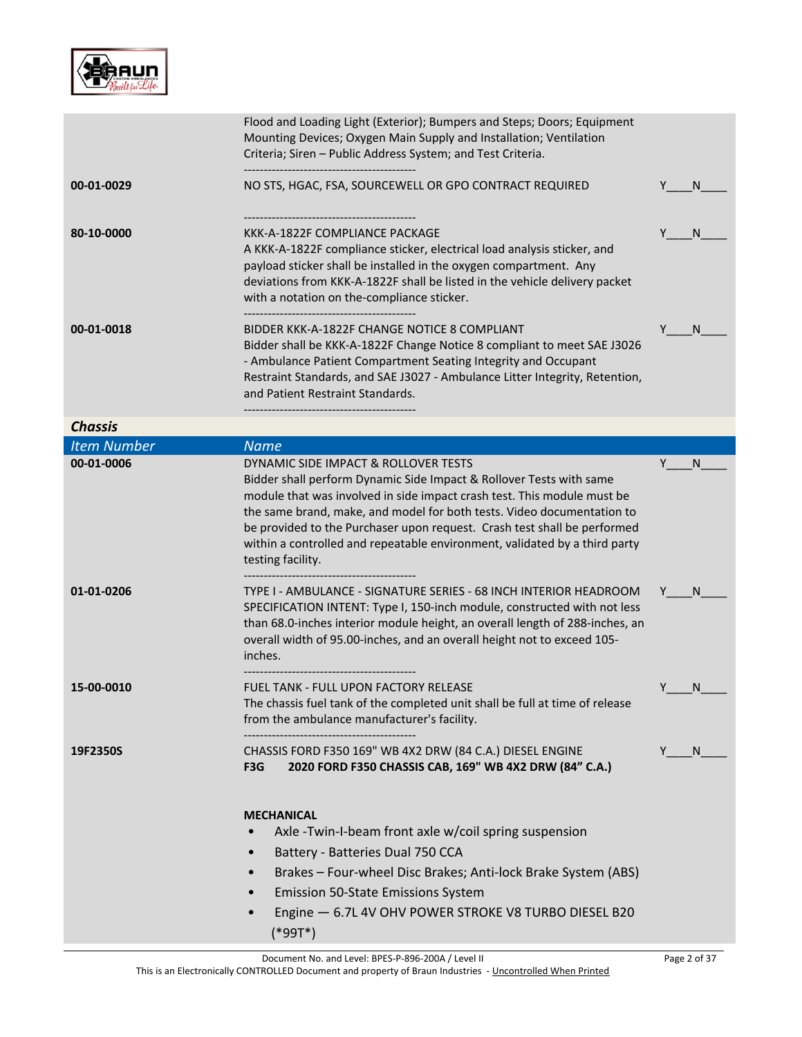| | | |
|---|---|---|
| | Flood and Loading Light (Exterior); Bumpers and Steps; Doors; Equipment Mounting Devices; Oxygen Main Supply and Installation; Ventilation Criteria; Siren – Public Address System; and Test Criteria.<br>------------------------------------------- | |
| **00-01-0029** | NO STS, HGAC, FSA, SOURCEWELL OR GPO CONTRACT REQUIRED<br><br>------------------------------------------- | Y\_\_\_\_N\_\_\_\_ |
| **80-10-0000** | KKK-A-1822F COMPLIANCE PACKAGE<br>A KKK-A-1822F compliance sticker, electrical load analysis sticker, and payload sticker shall be installed in the oxygen compartment. Any deviations from KKK-A-1822F shall be listed in the vehicle delivery packet with a notation on the-compliance sticker.<br>------------------------------------------- | Y\_\_\_\_N\_\_\_\_ |
| **00-01-0018** | BIDDER KKK-A-1822F CHANGE NOTICE 8 COMPLIANT<br>Bidder shall be KKK-A-1822F Change Notice 8 compliant to meet SAE J3026 - Ambulance Patient Compartment Seating Integrity and Occupant Restraint Standards, and SAE J3027 - Ambulance Litter Integrity, Retention, and Patient Restraint Standards.<br>------------------------------------------- | Y\_\_\_\_N\_\_\_\_ |

## *Chassis*

| *Item Number* | *Name* | |
|---|---|---|
| **00-01-0006** | DYNAMIC SIDE IMPACT & ROLLOVER TESTS<br>Bidder shall perform Dynamic Side Impact & Rollover Tests with same module that was involved in side impact crash test. This module must be the same brand, make, and model for both tests. Video documentation to be provided to the Purchaser upon request. Crash test shall be performed within a controlled and repeatable environment, validated by a third party testing facility.<br>------------------------------------------- | Y\_\_\_\_N\_\_\_\_ |
| **01-01-0206** | TYPE I - AMBULANCE - SIGNATURE SERIES - 68 INCH INTERIOR HEADROOM<br>SPECIFICATION INTENT: Type I, 150-inch module, constructed with not less than 68.0-inches interior module height, an overall length of 288-inches, an overall width of 95.00-inches, and an overall height not to exceed 105-inches.<br>------------------------------------------- | Y\_\_\_\_N\_\_\_\_ |
| **15-00-0010** | FUEL TANK - FULL UPON FACTORY RELEASE<br>The chassis fuel tank of the completed unit shall be full at time of release from the ambulance manufacturer's facility.<br>------------------------------------------- | Y\_\_\_\_N\_\_\_\_ |
| **19F2350S** | CHASSIS FORD F350 169" WB 4X2 DRW (84 C.A.) DIESEL ENGINE<br>**F3G 2020 FORD F350 CHASSIS CAB, 169" WB 4X2 DRW (84" C.A.)**<br><br>**MECHANICAL**<br>• Axle -Twin-I-beam front axle w/coil spring suspension<br>• Battery - Batteries Dual 750 CCA<br>• Brakes – Four-wheel Disc Brakes; Anti-lock Brake System (ABS)<br>• Emission 50-State Emissions System<br>• Engine — 6.7L 4V OHV POWER STROKE V8 TURBO DIESEL B20 (*99T*) | Y\_\_\_\_N\_\_\_\_ |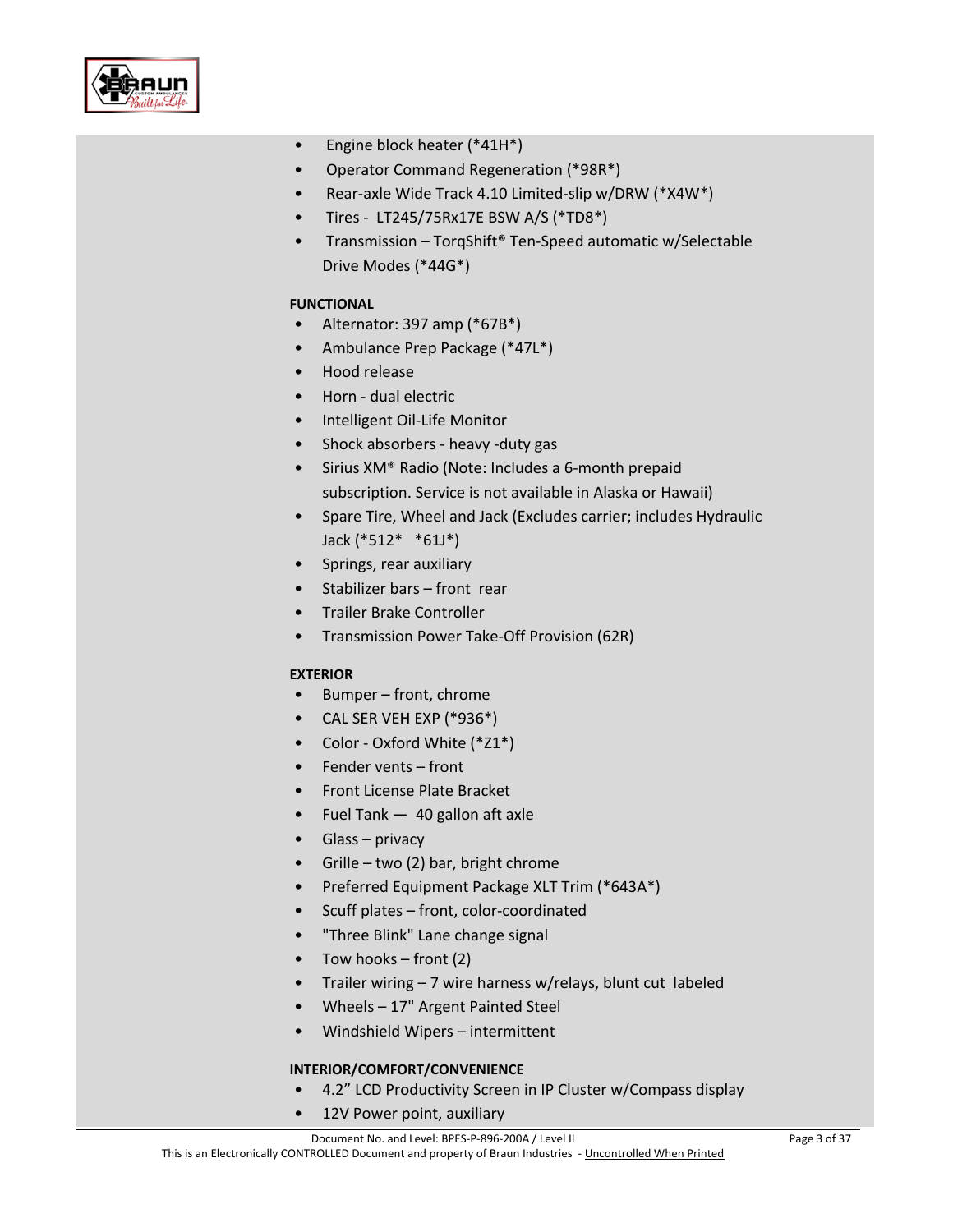- Engine block heater (*41H*)
- Operator Command Regeneration (*98R*)
- Rear-axle Wide Track 4.10 Limited-slip w/DRW (*X4W*)
- Tires - LT245/75Rx17E BSW A/S (*TD8*)
- Transmission – TorqShift® Ten-Speed automatic w/Selectable Drive Modes (*44G*)

**FUNCTIONAL**

- Alternator: 397 amp (*67B*)
- Ambulance Prep Package (*47L*)
- Hood release
- Horn - dual electric
- Intelligent Oil-Life Monitor
- Shock absorbers - heavy -duty gas
- Sirius XM® Radio (Note: Includes a 6-month prepaid subscription. Service is not available in Alaska or Hawaii)
- Spare Tire, Wheel and Jack (Excludes carrier; includes Hydraulic Jack (*512* *61J*)
- Springs, rear auxiliary
- Stabilizer bars – front rear
- Trailer Brake Controller
- Transmission Power Take-Off Provision (62R)

**EXTERIOR**

- Bumper – front, chrome
- CAL SER VEH EXP (*936*)
- Color - Oxford White (*Z1*)
- Fender vents – front
- Front License Plate Bracket
- Fuel Tank — 40 gallon aft axle
- Glass – privacy
- Grille – two (2) bar, bright chrome
- Preferred Equipment Package XLT Trim (*643A*)
- Scuff plates – front, color-coordinated
- "Three Blink" Lane change signal
- Tow hooks – front (2)
- Trailer wiring – 7 wire harness w/relays, blunt cut labeled
- Wheels – 17" Argent Painted Steel
- Windshield Wipers – intermittent

**INTERIOR/COMFORT/CONVENIENCE**

- 4.2" LCD Productivity Screen in IP Cluster w/Compass display
- 12V Power point, auxiliary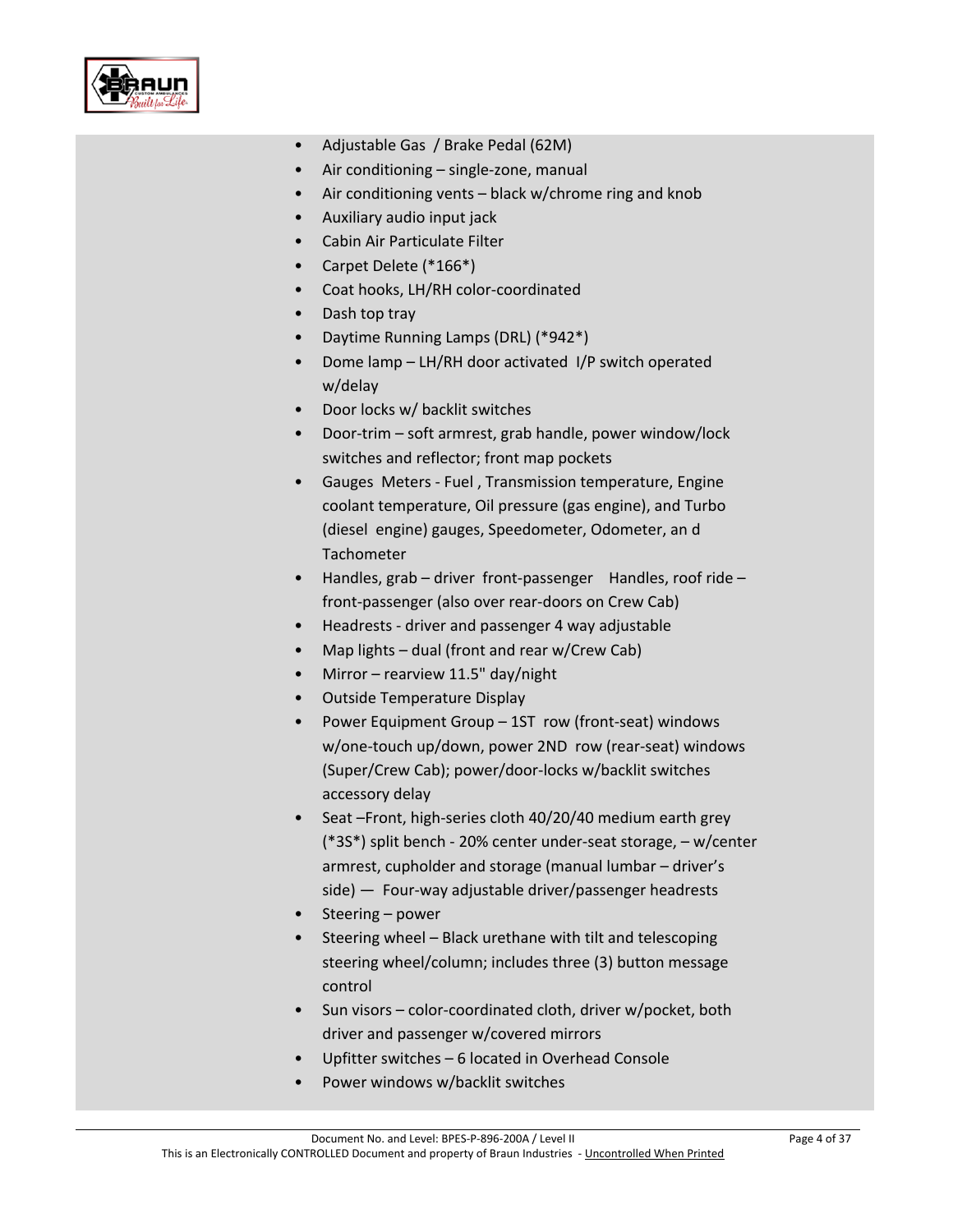- Adjustable Gas / Brake Pedal (62M)
- Air conditioning – single-zone, manual
- Air conditioning vents – black w/chrome ring and knob
- Auxiliary audio input jack
- Cabin Air Particulate Filter
- Carpet Delete (*166*)
- Coat hooks, LH/RH color-coordinated
- Dash top tray
- Daytime Running Lamps (DRL) (*942*)
- Dome lamp – LH/RH door activated I/P switch operated w/delay
- Door locks w/ backlit switches
- Door-trim – soft armrest, grab handle, power window/lock switches and reflector; front map pockets
- Gauges Meters - Fuel , Transmission temperature, Engine coolant temperature, Oil pressure (gas engine), and Turbo (diesel engine) gauges, Speedometer, Odometer, an d Tachometer
- Handles, grab – driver front-passenger Handles, roof ride – front-passenger (also over rear-doors on Crew Cab)
- Headrests - driver and passenger 4 way adjustable
- Map lights – dual (front and rear w/Crew Cab)
- Mirror – rearview 11.5" day/night
- Outside Temperature Display
- Power Equipment Group – 1ST row (front-seat) windows w/one-touch up/down, power 2ND row (rear-seat) windows (Super/Crew Cab); power/door-locks w/backlit switches accessory delay
- Seat –Front, high-series cloth 40/20/40 medium earth grey (*3S*) split bench - 20% center under-seat storage, – w/center armrest, cupholder and storage (manual lumbar – driver's side) — Four-way adjustable driver/passenger headrests
- Steering – power
- Steering wheel – Black urethane with tilt and telescoping steering wheel/column; includes three (3) button message control
- Sun visors – color-coordinated cloth, driver w/pocket, both driver and passenger w/covered mirrors
- Upfitter switches – 6 located in Overhead Console
- Power windows w/backlit switches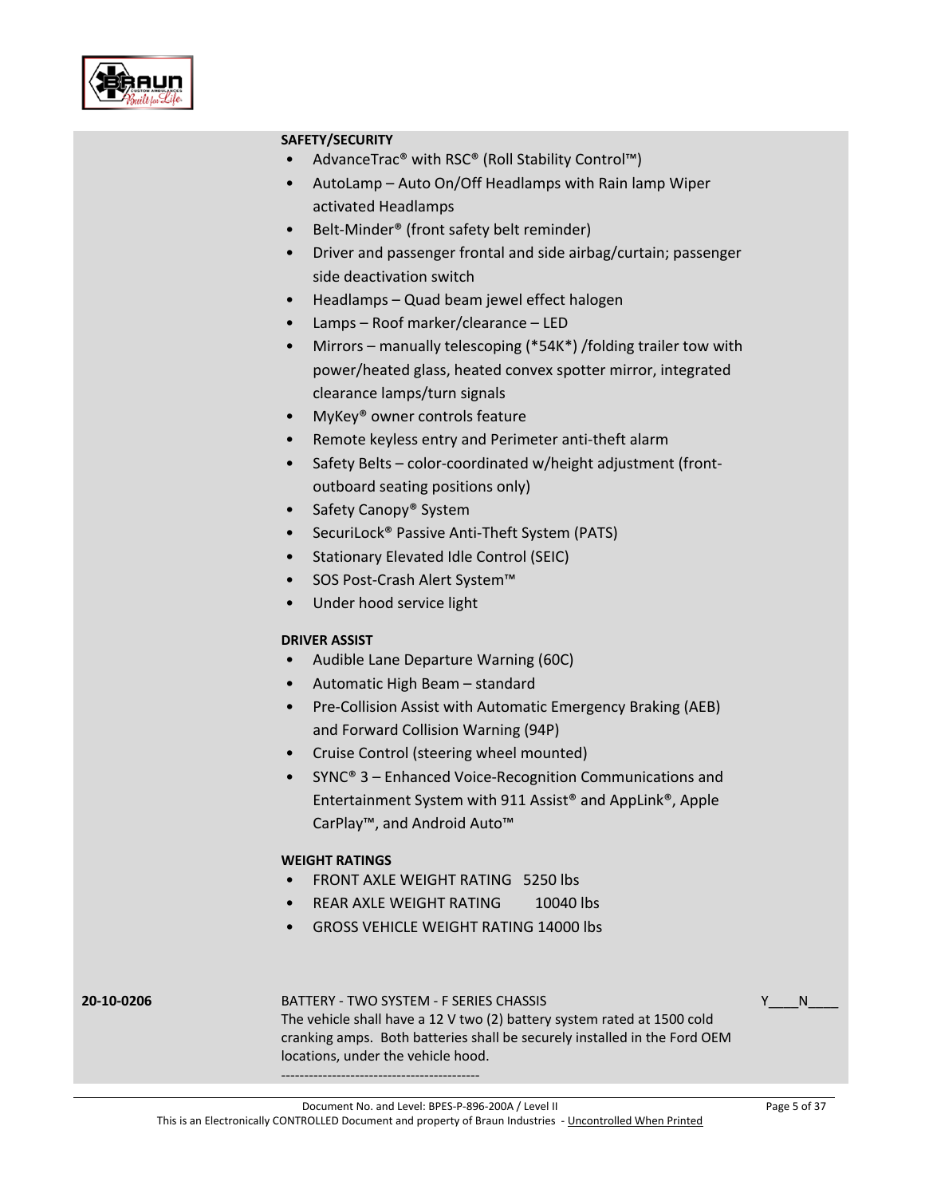**SAFETY/SECURITY**

- AdvanceTrac® with RSC® (Roll Stability Control™)
- AutoLamp – Auto On/Off Headlamps with Rain lamp Wiper activated Headlamps
- Belt-Minder® (front safety belt reminder)
- Driver and passenger frontal and side airbag/curtain; passenger side deactivation switch
- Headlamps – Quad beam jewel effect halogen
- Lamps – Roof marker/clearance – LED
- Mirrors – manually telescoping (*54K*) /folding trailer tow with power/heated glass, heated convex spotter mirror, integrated clearance lamps/turn signals
- MyKey® owner controls feature
- Remote keyless entry and Perimeter anti-theft alarm
- Safety Belts – color-coordinated w/height adjustment (front-outboard seating positions only)
- Safety Canopy® System
- SecuriLock® Passive Anti-Theft System (PATS)
- Stationary Elevated Idle Control (SEIC)
- SOS Post-Crash Alert System™
- Under hood service light

**DRIVER ASSIST**

- Audible Lane Departure Warning (60C)
- Automatic High Beam – standard
- Pre-Collision Assist with Automatic Emergency Braking (AEB) and Forward Collision Warning (94P)
- Cruise Control (steering wheel mounted)
- SYNC® 3 – Enhanced Voice-Recognition Communications and Entertainment System with 911 Assist® and AppLink®, Apple CarPlay™, and Android Auto™

**WEIGHT RATINGS**

- FRONT AXLE WEIGHT RATING 5250 lbs
- REAR AXLE WEIGHT RATING 10040 lbs
- GROSS VEHICLE WEIGHT RATING 14000 lbs

**20-10-0206** BATTERY - TWO SYSTEM - F SERIES CHASSIS Y____N____

The vehicle shall have a 12 V two (2) battery system rated at 1500 cold cranking amps. Both batteries shall be securely installed in the Ford OEM locations, under the vehicle hood.

-------------------------------------------

Document No. and Level: BPES-P-896-200A / Level II

This is an Electronically CONTROLLED Document and property of Braun Industries - Uncontrolled When Printed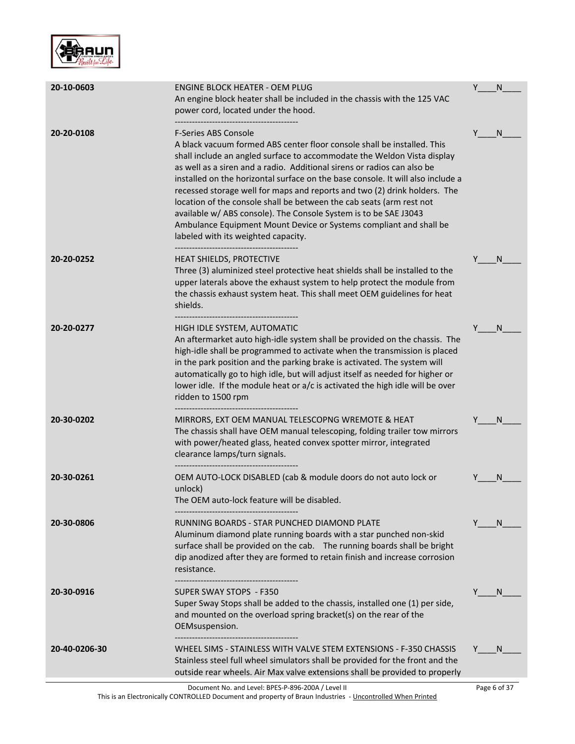| | | |
|---|---|---|
| **20-10-0603** | ENGINE BLOCK HEATER - OEM PLUG<br>An engine block heater shall be included in the chassis with the 125 VAC power cord, located under the hood.<br>------------------------------------------- | Y____N____ |
| **20-20-0108** | F-Series ABS Console<br>A black vacuum formed ABS center floor console shall be installed. This shall include an angled surface to accommodate the Weldon Vista display as well as a siren and a radio. Additional sirens or radios can also be installed on the horizontal surface on the base console. It will also include a recessed storage well for maps and reports and two (2) drink holders. The location of the console shall be between the cab seats (arm rest not available w/ ABS console). The Console System is to be SAE J3043 Ambulance Equipment Mount Device or Systems compliant and shall be labeled with its weighted capacity.<br>------------------------------------------- | Y____N____ |
| **20-20-0252** | HEAT SHIELDS, PROTECTIVE<br>Three (3) aluminized steel protective heat shields shall be installed to the upper laterals above the exhaust system to help protect the module from the chassis exhaust system heat. This shall meet OEM guidelines for heat shields.<br>------------------------------------------- | Y____N____ |
| **20-20-0277** | HIGH IDLE SYSTEM, AUTOMATIC<br>An aftermarket auto high-idle system shall be provided on the chassis. The high-idle shall be programmed to activate when the transmission is placed in the park position and the parking brake is activated. The system will automatically go to high idle, but will adjust itself as needed for higher or lower idle. If the module heat or a/c is activated the high idle will be over ridden to 1500 rpm<br>------------------------------------------- | Y____N____ |
| **20-30-0202** | MIRRORS, EXT OEM MANUAL TELESCOPNG WREMOTE & HEAT<br>The chassis shall have OEM manual telescoping, folding trailer tow mirrors with power/heated glass, heated convex spotter mirror, integrated clearance lamps/turn signals.<br>------------------------------------------- | Y____N____ |
| **20-30-0261** | OEM AUTO-LOCK DISABLED (cab & module doors do not auto lock or unlock)<br>The OEM auto-lock feature will be disabled.<br>------------------------------------------- | Y____N____ |
| **20-30-0806** | RUNNING BOARDS - STAR PUNCHED DIAMOND PLATE<br>Aluminum diamond plate running boards with a star punched non-skid surface shall be provided on the cab. The running boards shall be bright dip anodized after they are formed to retain finish and increase corrosion resistance.<br>------------------------------------------- | Y____N____ |
| **20-30-0916** | SUPER SWAY STOPS - F350<br>Super Sway Stops shall be added to the chassis, installed one (1) per side, and mounted on the overload spring bracket(s) on the rear of the OEMsuspension.<br>------------------------------------------- | Y____N____ |
| **20-40-0206-30** | WHEEL SIMS - STAINLESS WITH VALVE STEM EXTENSIONS - F-350 CHASSIS<br>Stainless steel full wheel simulators shall be provided for the front and the outside rear wheels. Air Max valve extensions shall be provided to properly | Y____N____ |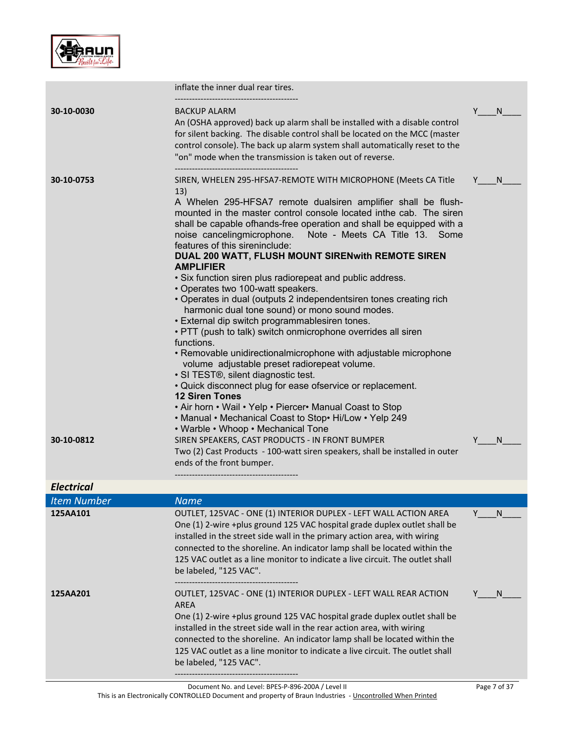| | | |
|---|---|---|
| | inflate the inner dual rear tires.<br>------------------------------------------- | |
| **30-10-0030** | BACKUP ALARM<br>An (OSHA approved) back up alarm shall be installed with a disable control for silent backing. The disable control shall be located on the MCC (master control console). The back up alarm system shall automatically reset to the "on" mode when the transmission is taken out of reverse.<br>------------------------------------------- | Y____N____ |
| **30-10-0753** | SIREN, WHELEN 295-HFSA7-REMOTE WITH MICROPHONE (Meets CA Title 13)<br>A Whelen 295-HFSA7 remote dualsiren amplifier shall be flush-mounted in the master control console located inthe cab. The siren shall be capable ofhands-free operation and shall be equipped with a noise cancelingmicrophone. Note - Meets CA Title 13. Some features of this sireninclude:<br>**DUAL 200 WATT, FLUSH MOUNT SIRENwith REMOTE SIREN AMPLIFIER**<br>• Six function siren plus radiorepeat and public address.<br>• Operates two 100-watt speakers.<br>• Operates in dual (outputs 2 independentsiren tones creating rich harmonic dual tone sound) or mono sound modes.<br>• External dip switch programmablesiren tones.<br>• PTT (push to talk) switch onmicrophone overrides all siren functions.<br>• Removable unidirectionalmicrophone with adjustable microphone volume adjustable preset radiorepeat volume.<br>• SI TEST®, silent diagnostic test.<br>• Quick disconnect plug for ease ofservice or replacement.<br>**12 Siren Tones**<br>• Air horn • Wail • Yelp • Piercer• Manual Coast to Stop<br>• Manual • Mechanical Coast to Stop• Hi/Low • Yelp 249<br>• Warble • Whoop • Mechanical Tone | Y____N____ |
| **30-10-0812** | SIREN SPEAKERS, CAST PRODUCTS - IN FRONT BUMPER<br>Two (2) Cast Products - 100-watt siren speakers, shall be installed in outer ends of the front bumper.<br>------------------------------------------- | Y____N____ |

***Electrical***

| *Item Number* | *Name* | |
|---|---|---|
| **125AA101** | OUTLET, 125VAC - ONE (1) INTERIOR DUPLEX - LEFT WALL ACTION AREA<br>One (1) 2-wire +plus ground 125 VAC hospital grade duplex outlet shall be installed in the street side wall in the primary action area, with wiring connected to the shoreline. An indicator lamp shall be located within the 125 VAC outlet as a line monitor to indicate a live circuit. The outlet shall be labeled, "125 VAC".<br>------------------------------------------- | Y____N____ |
| **125AA201** | OUTLET, 125VAC - ONE (1) INTERIOR DUPLEX - LEFT WALL REAR ACTION AREA<br>One (1) 2-wire +plus ground 125 VAC hospital grade duplex outlet shall be installed in the street side wall in the rear action area, with wiring connected to the shoreline. An indicator lamp shall be located within the 125 VAC outlet as a line monitor to indicate a live circuit. The outlet shall be labeled, "125 VAC".<br>------------------------------------------- | Y____N____ |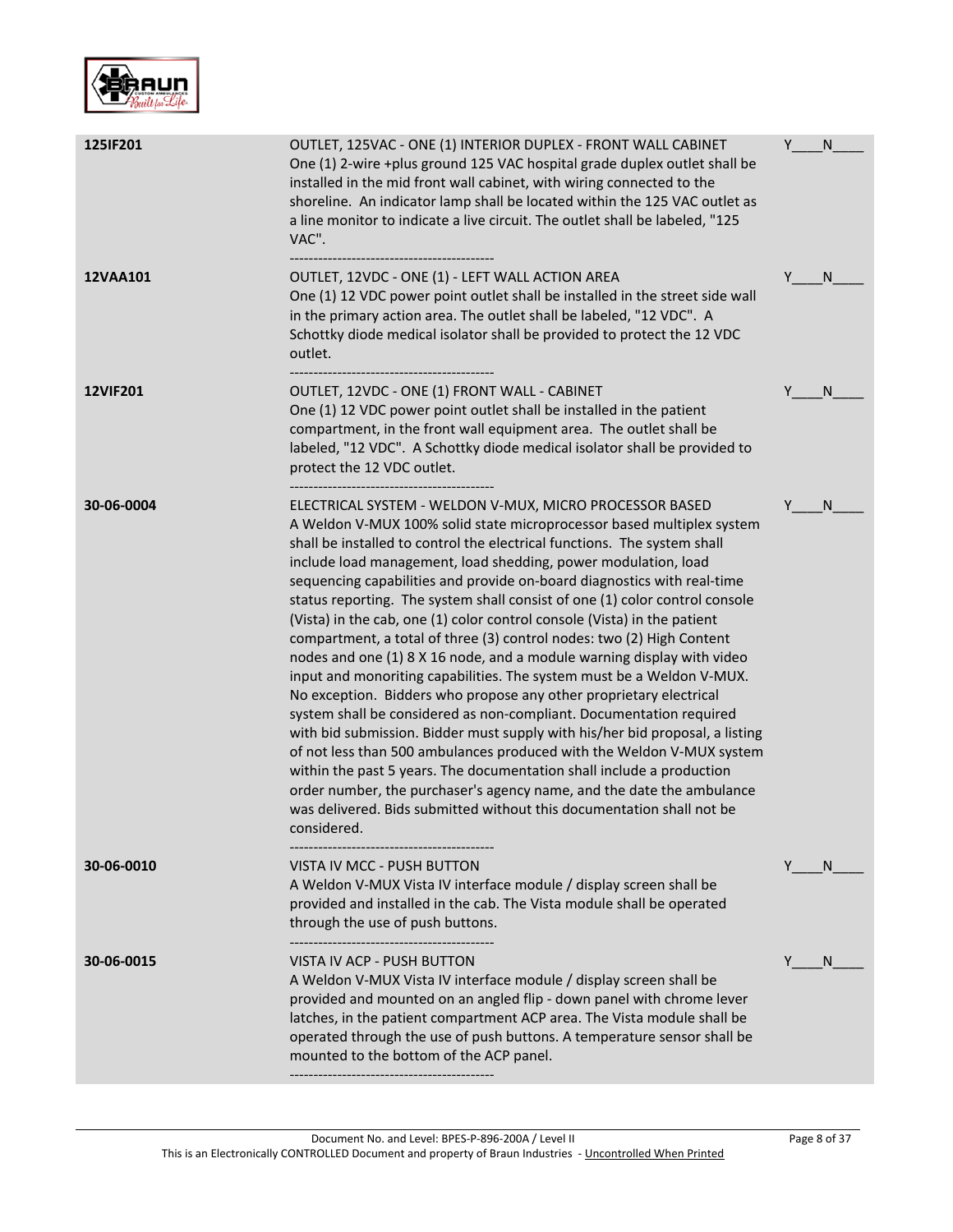| | | |
|---|---|---|
| **125IF201** | OUTLET, 125VAC - ONE (1) INTERIOR DUPLEX - FRONT WALL CABINET<br>One (1) 2-wire +plus ground 125 VAC hospital grade duplex outlet shall be installed in the mid front wall cabinet, with wiring connected to the shoreline. An indicator lamp shall be located within the 125 VAC outlet as a line monitor to indicate a live circuit. The outlet shall be labeled, "125 VAC".<br>------------------------------------------- | Y____N____ |
| **12VAA101** | OUTLET, 12VDC - ONE (1) - LEFT WALL ACTION AREA<br>One (1) 12 VDC power point outlet shall be installed in the street side wall in the primary action area. The outlet shall be labeled, "12 VDC". A Schottky diode medical isolator shall be provided to protect the 12 VDC outlet.<br>------------------------------------------- | Y____N____ |
| **12VIF201** | OUTLET, 12VDC - ONE (1) FRONT WALL - CABINET<br>One (1) 12 VDC power point outlet shall be installed in the patient compartment, in the front wall equipment area. The outlet shall be labeled, "12 VDC". A Schottky diode medical isolator shall be provided to protect the 12 VDC outlet.<br>------------------------------------------- | Y____N____ |
| **30-06-0004** | ELECTRICAL SYSTEM - WELDON V-MUX, MICRO PROCESSOR BASED<br>A Weldon V-MUX 100% solid state microprocessor based multiplex system shall be installed to control the electrical functions. The system shall include load management, load shedding, power modulation, load sequencing capabilities and provide on-board diagnostics with real-time status reporting. The system shall consist of one (1) color control console (Vista) in the cab, one (1) color control console (Vista) in the patient compartment, a total of three (3) control nodes: two (2) High Content nodes and one (1) 8 X 16 node, and a module warning display with video input and monoriting capabilities. The system must be a Weldon V-MUX. No exception. Bidders who propose any other proprietary electrical system shall be considered as non-compliant. Documentation required with bid submission. Bidder must supply with his/her bid proposal, a listing of not less than 500 ambulances produced with the Weldon V-MUX system within the past 5 years. The documentation shall include a production order number, the purchaser's agency name, and the date the ambulance was delivered. Bids submitted without this documentation shall not be considered.<br>------------------------------------------- | Y____N____ |
| **30-06-0010** | VISTA IV MCC - PUSH BUTTON<br>A Weldon V-MUX Vista IV interface module / display screen shall be provided and installed in the cab. The Vista module shall be operated through the use of push buttons.<br>------------------------------------------- | Y____N____ |
| **30-06-0015** | VISTA IV ACP - PUSH BUTTON<br>A Weldon V-MUX Vista IV interface module / display screen shall be provided and mounted on an angled flip - down panel with chrome lever latches, in the patient compartment ACP area. The Vista module shall be operated through the use of push buttons. A temperature sensor shall be mounted to the bottom of the ACP panel.<br>------------------------------------------- | Y____N____ |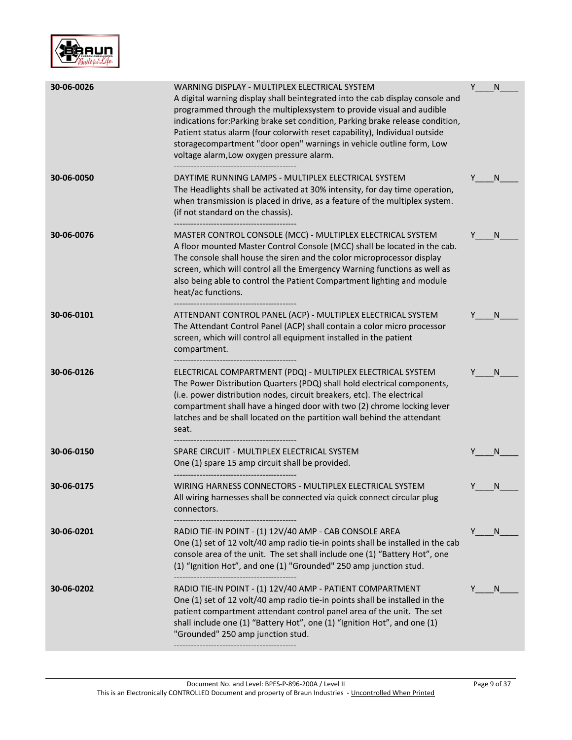| | | |
|---|---|---|
| 30-06-0026 | WARNING DISPLAY - MULTIPLEX ELECTRICAL SYSTEM<br>A digital warning display shall beintegrated into the cab display console and programmed through the multiplexsystem to provide visual and audible indications for:Parking brake set condition, Parking brake release condition, Patient status alarm (four colorwith reset capability), Individual outside storagecompartment "door open" warnings in vehicle outline form, Low voltage alarm,Low oxygen pressure alarm.<br>------------------------------------------- | Y____N____ |
| 30-06-0050 | DAYTIME RUNNING LAMPS - MULTIPLEX ELECTRICAL SYSTEM<br>The Headlights shall be activated at 30% intensity, for day time operation, when transmission is placed in drive, as a feature of the multiplex system. (if not standard on the chassis).<br>------------------------------------------- | Y____N____ |
| 30-06-0076 | MASTER CONTROL CONSOLE (MCC) - MULTIPLEX ELECTRICAL SYSTEM<br>A floor mounted Master Control Console (MCC) shall be located in the cab. The console shall house the siren and the color microprocessor display screen, which will control all the Emergency Warning functions as well as also being able to control the Patient Compartment lighting and module heat/ac functions.<br>------------------------------------------- | Y____N____ |
| 30-06-0101 | ATTENDANT CONTROL PANEL (ACP) - MULTIPLEX ELECTRICAL SYSTEM<br>The Attendant Control Panel (ACP) shall contain a color micro processor screen, which will control all equipment installed in the patient compartment.<br>------------------------------------------- | Y____N____ |
| 30-06-0126 | ELECTRICAL COMPARTMENT (PDQ) - MULTIPLEX ELECTRICAL SYSTEM<br>The Power Distribution Quarters (PDQ) shall hold electrical components, (i.e. power distribution nodes, circuit breakers, etc). The electrical compartment shall have a hinged door with two (2) chrome locking lever latches and be shall located on the partition wall behind the attendant seat.<br>------------------------------------------- | Y____N____ |
| 30-06-0150 | SPARE CIRCUIT - MULTIPLEX ELECTRICAL SYSTEM<br>One (1) spare 15 amp circuit shall be provided.<br>------------------------------------------- | Y____N____ |
| 30-06-0175 | WIRING HARNESS CONNECTORS - MULTIPLEX ELECTRICAL SYSTEM<br>All wiring harnesses shall be connected via quick connect circular plug connectors.<br>------------------------------------------- | Y____N____ |
| 30-06-0201 | RADIO TIE-IN POINT - (1) 12V/40 AMP - CAB CONSOLE AREA<br>One (1) set of 12 volt/40 amp radio tie-in points shall be installed in the cab console area of the unit. The set shall include one (1) "Battery Hot", one (1) "Ignition Hot", and one (1) "Grounded" 250 amp junction stud.<br>------------------------------------------- | Y____N____ |
| 30-06-0202 | RADIO TIE-IN POINT - (1) 12V/40 AMP - PATIENT COMPARTMENT<br>One (1) set of 12 volt/40 amp radio tie-in points shall be installed in the patient compartment attendant control panel area of the unit. The set shall include one (1) "Battery Hot", one (1) "Ignition Hot", and one (1) "Grounded" 250 amp junction stud.<br>------------------------------------------- | Y____N____ |

Document No. and Level: BPES-P-896-200A / Level II
This is an Electronically CONTROLLED Document and property of Braun Industries - Uncontrolled When Printed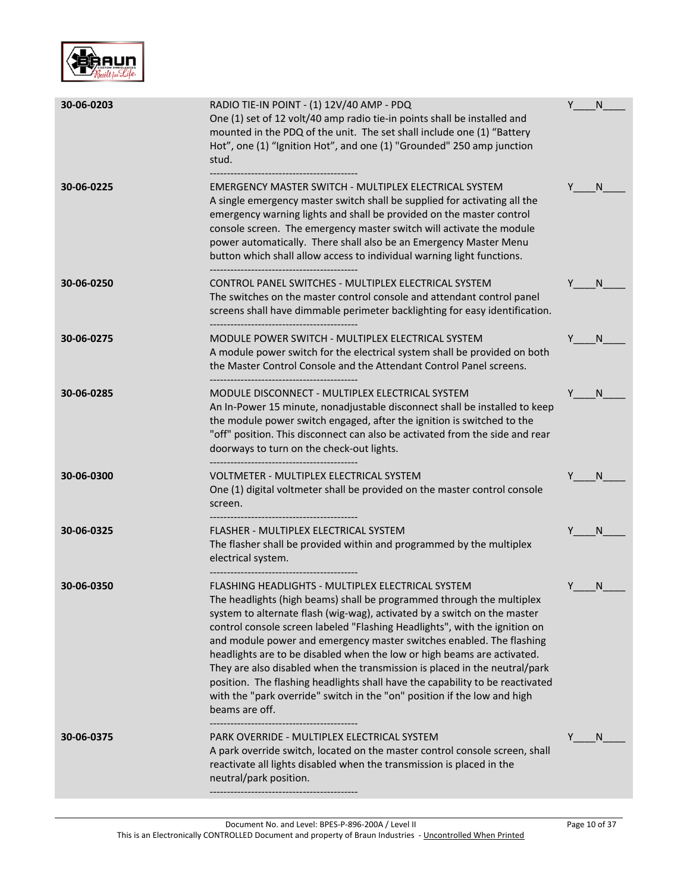| | | |
|---|---|---|
| 30-06-0203 | RADIO TIE-IN POINT - (1) 12V/40 AMP - PDQ<br>One (1) set of 12 volt/40 amp radio tie-in points shall be installed and mounted in the PDQ of the unit. The set shall include one (1) "Battery Hot", one (1) "Ignition Hot", and one (1) "Grounded" 250 amp junction stud.<br>------------------------------------------- | Y____N____ |
| 30-06-0225 | EMERGENCY MASTER SWITCH - MULTIPLEX ELECTRICAL SYSTEM<br>A single emergency master switch shall be supplied for activating all the emergency warning lights and shall be provided on the master control console screen. The emergency master switch will activate the module power automatically. There shall also be an Emergency Master Menu button which shall allow access to individual warning light functions.<br>------------------------------------------- | Y____N____ |
| 30-06-0250 | CONTROL PANEL SWITCHES - MULTIPLEX ELECTRICAL SYSTEM<br>The switches on the master control console and attendant control panel screens shall have dimmable perimeter backlighting for easy identification.<br>------------------------------------------- | Y____N____ |
| 30-06-0275 | MODULE POWER SWITCH - MULTIPLEX ELECTRICAL SYSTEM<br>A module power switch for the electrical system shall be provided on both the Master Control Console and the Attendant Control Panel screens.<br>------------------------------------------- | Y____N____ |
| 30-06-0285 | MODULE DISCONNECT - MULTIPLEX ELECTRICAL SYSTEM<br>An In-Power 15 minute, nonadjustable disconnect shall be installed to keep the module power switch engaged, after the ignition is switched to the "off" position. This disconnect can also be activated from the side and rear doorways to turn on the check-out lights.<br>------------------------------------------- | Y____N____ |
| 30-06-0300 | VOLTMETER - MULTIPLEX ELECTRICAL SYSTEM<br>One (1) digital voltmeter shall be provided on the master control console screen.<br>------------------------------------------- | Y____N____ |
| 30-06-0325 | FLASHER - MULTIPLEX ELECTRICAL SYSTEM<br>The flasher shall be provided within and programmed by the multiplex electrical system.<br>------------------------------------------- | Y____N____ |
| 30-06-0350 | FLASHING HEADLIGHTS - MULTIPLEX ELECTRICAL SYSTEM<br>The headlights (high beams) shall be programmed through the multiplex system to alternate flash (wig-wag), activated by a switch on the master control console screen labeled "Flashing Headlights", with the ignition on and module power and emergency master switches enabled. The flashing headlights are to be disabled when the low or high beams are activated. They are also disabled when the transmission is placed in the neutral/park position. The flashing headlights shall have the capability to be reactivated with the "park override" switch in the "on" position if the low and high beams are off.<br>------------------------------------------- | Y____N____ |
| 30-06-0375 | PARK OVERRIDE - MULTIPLEX ELECTRICAL SYSTEM<br>A park override switch, located on the master control console screen, shall reactivate all lights disabled when the transmission is placed in the neutral/park position.<br>------------------------------------------- | Y____N____ |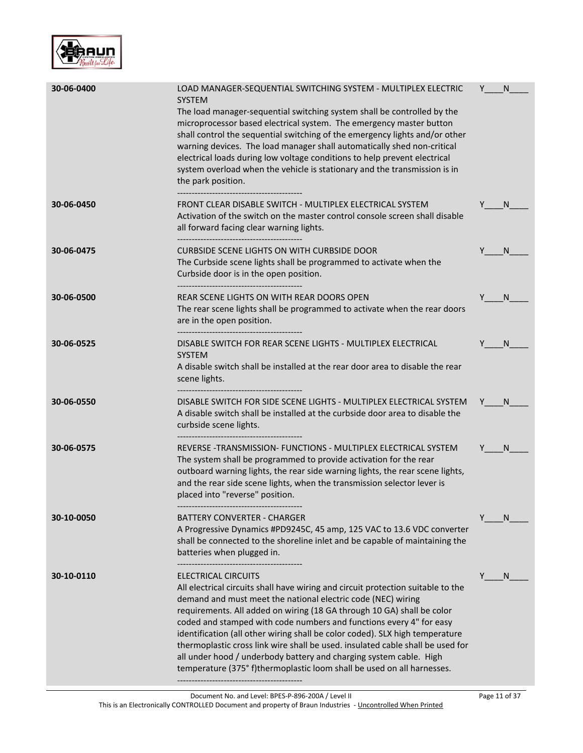| | | |
|---|---|---|
| **30-06-0400** | LOAD MANAGER-SEQUENTIAL SWITCHING SYSTEM - MULTIPLEX ELECTRIC SYSTEM<br>The load manager-sequential switching system shall be controlled by the microprocessor based electrical system. The emergency master button shall control the sequential switching of the emergency lights and/or other warning devices. The load manager shall automatically shed non-critical electrical loads during low voltage conditions to help prevent electrical system overload when the vehicle is stationary and the transmission is in the park position.<br>------------------------------------------- | Y____N____ |
| **30-06-0450** | FRONT CLEAR DISABLE SWITCH - MULTIPLEX ELECTRICAL SYSTEM<br>Activation of the switch on the master control console screen shall disable all forward facing clear warning lights.<br>------------------------------------------- | Y____N____ |
| **30-06-0475** | CURBSIDE SCENE LIGHTS ON WITH CURBSIDE DOOR<br>The Curbside scene lights shall be programmed to activate when the Curbside door is in the open position.<br>------------------------------------------- | Y____N____ |
| **30-06-0500** | REAR SCENE LIGHTS ON WITH REAR DOORS OPEN<br>The rear scene lights shall be programmed to activate when the rear doors are in the open position.<br>------------------------------------------- | Y____N____ |
| **30-06-0525** | DISABLE SWITCH FOR REAR SCENE LIGHTS - MULTIPLEX ELECTRICAL SYSTEM<br>A disable switch shall be installed at the rear door area to disable the rear scene lights.<br>------------------------------------------- | Y____N____ |
| **30-06-0550** | DISABLE SWITCH FOR SIDE SCENE LIGHTS - MULTIPLEX ELECTRICAL SYSTEM<br>A disable switch shall be installed at the curbside door area to disable the curbside scene lights.<br>------------------------------------------- | Y____N____ |
| **30-06-0575** | REVERSE -TRANSMISSION- FUNCTIONS - MULTIPLEX ELECTRICAL SYSTEM<br>The system shall be programmed to provide activation for the rear outboard warning lights, the rear side warning lights, the rear scene lights, and the rear side scene lights, when the transmission selector lever is placed into "reverse" position.<br>------------------------------------------- | Y____N____ |
| **30-10-0050** | BATTERY CONVERTER - CHARGER<br>A Progressive Dynamics #PD9245C, 45 amp, 125 VAC to 13.6 VDC converter shall be connected to the shoreline inlet and be capable of maintaining the batteries when plugged in.<br>------------------------------------------- | Y____N____ |
| **30-10-0110** | ELECTRICAL CIRCUITS<br>All electrical circuits shall have wiring and circuit protection suitable to the demand and must meet the national electric code (NEC) wiring requirements. All added on wiring (18 GA through 10 GA) shall be color coded and stamped with code numbers and functions every 4" for easy identification (all other wiring shall be color coded). SLX high temperature thermoplastic cross link wire shall be used. insulated cable shall be used for all under hood / underbody battery and charging system cable. High temperature (375° f)thermoplastic loom shall be used on all harnesses.<br>------------------------------------------- | Y____N____ |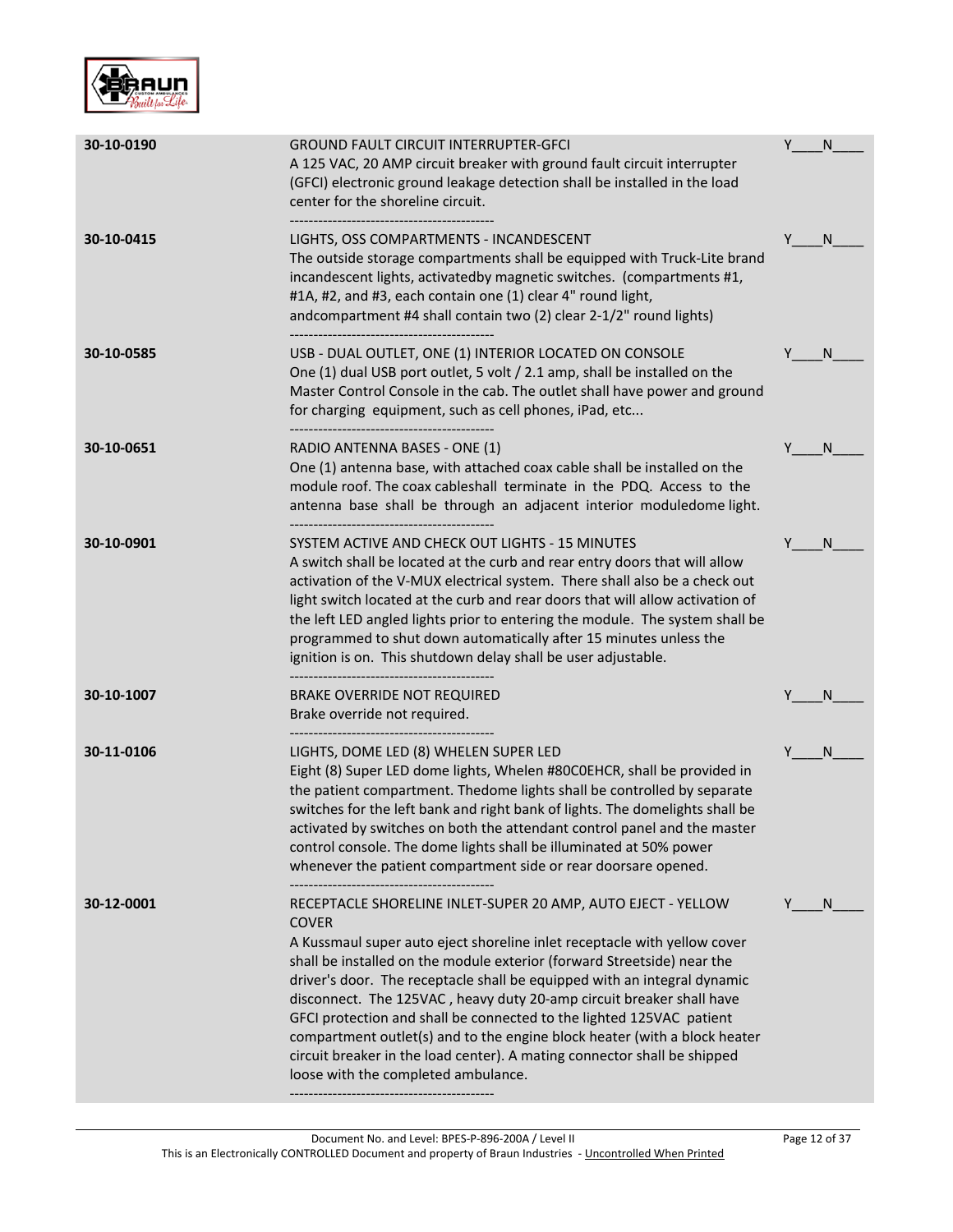| | | |
|---|---|---|
| 30-10-0190 | GROUND FAULT CIRCUIT INTERRUPTER-GFCI<br>A 125 VAC, 20 AMP circuit breaker with ground fault circuit interrupter (GFCI) electronic ground leakage detection shall be installed in the load center for the shoreline circuit.<br>------------------------------------------- | Y____N____ |
| 30-10-0415 | LIGHTS, OSS COMPARTMENTS - INCANDESCENT<br>The outside storage compartments shall be equipped with Truck-Lite brand incandescent lights, activatedby magnetic switches. (compartments #1, #1A, #2, and #3, each contain one (1) clear 4" round light, andcompartment #4 shall contain two (2) clear 2-1/2" round lights)<br>------------------------------------------- | Y____N____ |
| 30-10-0585 | USB - DUAL OUTLET, ONE (1) INTERIOR LOCATED ON CONSOLE<br>One (1) dual USB port outlet, 5 volt / 2.1 amp, shall be installed on the Master Control Console in the cab. The outlet shall have power and ground for charging equipment, such as cell phones, iPad, etc...<br>------------------------------------------- | Y____N____ |
| 30-10-0651 | RADIO ANTENNA BASES - ONE (1)<br>One (1) antenna base, with attached coax cable shall be installed on the module roof. The coax cableshall terminate in the PDQ. Access to the antenna base shall be through an adjacent interior moduledome light.<br>------------------------------------------- | Y____N____ |
| 30-10-0901 | SYSTEM ACTIVE AND CHECK OUT LIGHTS - 15 MINUTES<br>A switch shall be located at the curb and rear entry doors that will allow activation of the V-MUX electrical system. There shall also be a check out light switch located at the curb and rear doors that will allow activation of the left LED angled lights prior to entering the module. The system shall be programmed to shut down automatically after 15 minutes unless the ignition is on. This shutdown delay shall be user adjustable.<br>------------------------------------------- | Y____N____ |
| 30-10-1007 | BRAKE OVERRIDE NOT REQUIRED<br>Brake override not required.<br>------------------------------------------- | Y____N____ |
| 30-11-0106 | LIGHTS, DOME LED (8) WHELEN SUPER LED<br>Eight (8) Super LED dome lights, Whelen #80C0EHCR, shall be provided in the patient compartment. Thedome lights shall be controlled by separate switches for the left bank and right bank of lights. The domelights shall be activated by switches on both the attendant control panel and the master control console. The dome lights shall be illuminated at 50% power whenever the patient compartment side or rear doorsare opened.<br>------------------------------------------- | Y____N____ |
| 30-12-0001 | RECEPTACLE SHORELINE INLET-SUPER 20 AMP, AUTO EJECT - YELLOW COVER<br>A Kussmaul super auto eject shoreline inlet receptacle with yellow cover shall be installed on the module exterior (forward Streetside) near the driver's door. The receptacle shall be equipped with an integral dynamic disconnect. The 125VAC , heavy duty 20-amp circuit breaker shall have GFCI protection and shall be connected to the lighted 125VAC patient compartment outlet(s) and to the engine block heater (with a block heater circuit breaker in the load center). A mating connector shall be shipped loose with the completed ambulance.<br>------------------------------------------- | Y____N____ |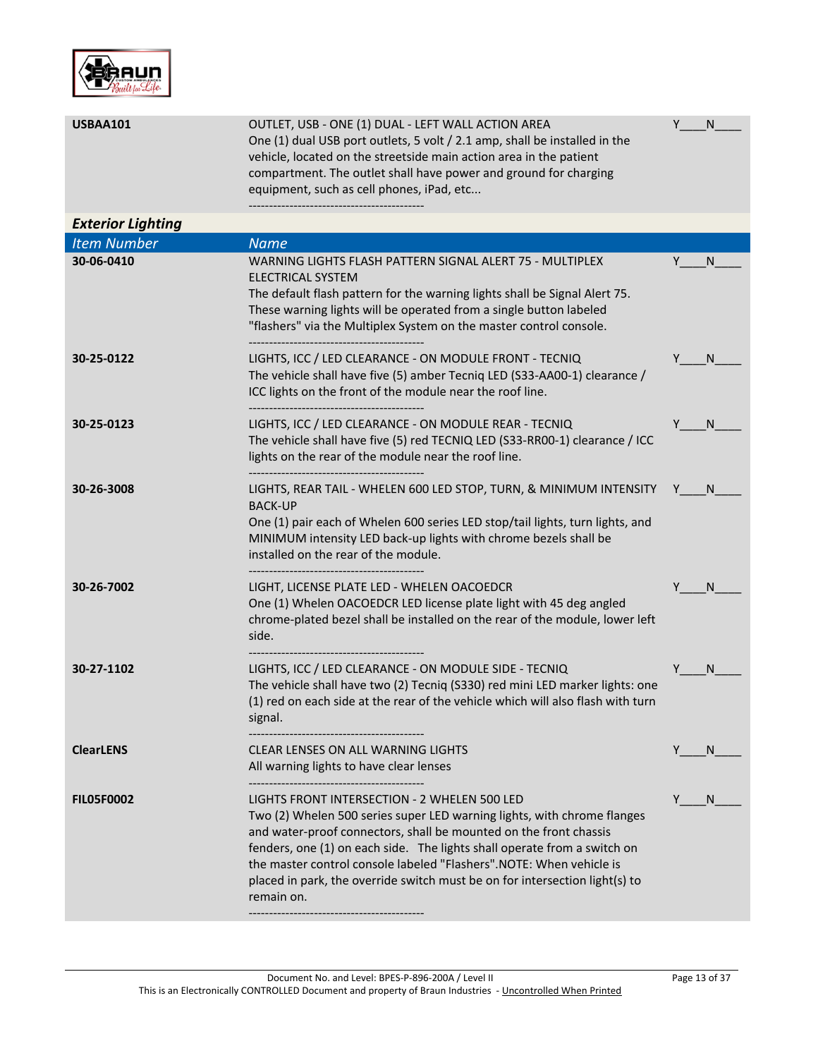| | | |
|---|---|---|
| **USBAA101** | OUTLET, USB - ONE (1) DUAL - LEFT WALL ACTION AREA<br>One (1) dual USB port outlets, 5 volt / 2.1 amp, shall be installed in the vehicle, located on the streetside main action area in the patient compartment. The outlet shall have power and ground for charging equipment, such as cell phones, iPad, etc...<br>------------------------------------------- | Y____N____ |

### *Exterior Lighting*

| *Item Number* | *Name* | |
|---|---|---|
| **30-06-0410** | WARNING LIGHTS FLASH PATTERN SIGNAL ALERT 75 - MULTIPLEX ELECTRICAL SYSTEM<br>The default flash pattern for the warning lights shall be Signal Alert 75. These warning lights will be operated from a single button labeled "flashers" via the Multiplex System on the master control console.<br>------------------------------------------- | Y____N____ |
| **30-25-0122** | LIGHTS, ICC / LED CLEARANCE - ON MODULE FRONT - TECNIQ<br>The vehicle shall have five (5) amber Tecniq LED (S33-AA00-1) clearance / ICC lights on the front of the module near the roof line.<br>------------------------------------------- | Y____N____ |
| **30-25-0123** | LIGHTS, ICC / LED CLEARANCE - ON MODULE REAR - TECNIQ<br>The vehicle shall have five (5) red TECNIQ LED (S33-RR00-1) clearance / ICC lights on the rear of the module near the roof line.<br>------------------------------------------- | Y____N____ |
| **30-26-3008** | LIGHTS, REAR TAIL - WHELEN 600 LED STOP, TURN, & MINIMUM INTENSITY BACK-UP<br>One (1) pair each of Whelen 600 series LED stop/tail lights, turn lights, and MINIMUM intensity LED back-up lights with chrome bezels shall be installed on the rear of the module.<br>------------------------------------------- | Y____N____ |
| **30-26-7002** | LIGHT, LICENSE PLATE LED - WHELEN OACOEDCR<br>One (1) Whelen OACOEDCR LED license plate light with 45 deg angled chrome-plated bezel shall be installed on the rear of the module, lower left side.<br>------------------------------------------- | Y____N____ |
| **30-27-1102** | LIGHTS, ICC / LED CLEARANCE - ON MODULE SIDE - TECNIQ<br>The vehicle shall have two (2) Tecniq (S330) red mini LED marker lights: one (1) red on each side at the rear of the vehicle which will also flash with turn signal.<br>------------------------------------------- | Y____N____ |
| **ClearLENS** | CLEAR LENSES ON ALL WARNING LIGHTS<br>All warning lights to have clear lenses<br>------------------------------------------- | Y____N____ |
| **FIL05F0002** | LIGHTS FRONT INTERSECTION - 2 WHELEN 500 LED<br>Two (2) Whelen 500 series super LED warning lights, with chrome flanges and water-proof connectors, shall be mounted on the front chassis fenders, one (1) on each side. The lights shall operate from a switch on the master control console labeled "Flashers".NOTE: When vehicle is placed in park, the override switch must be on for intersection light(s) to remain on.<br>------------------------------------------- | Y____N____ |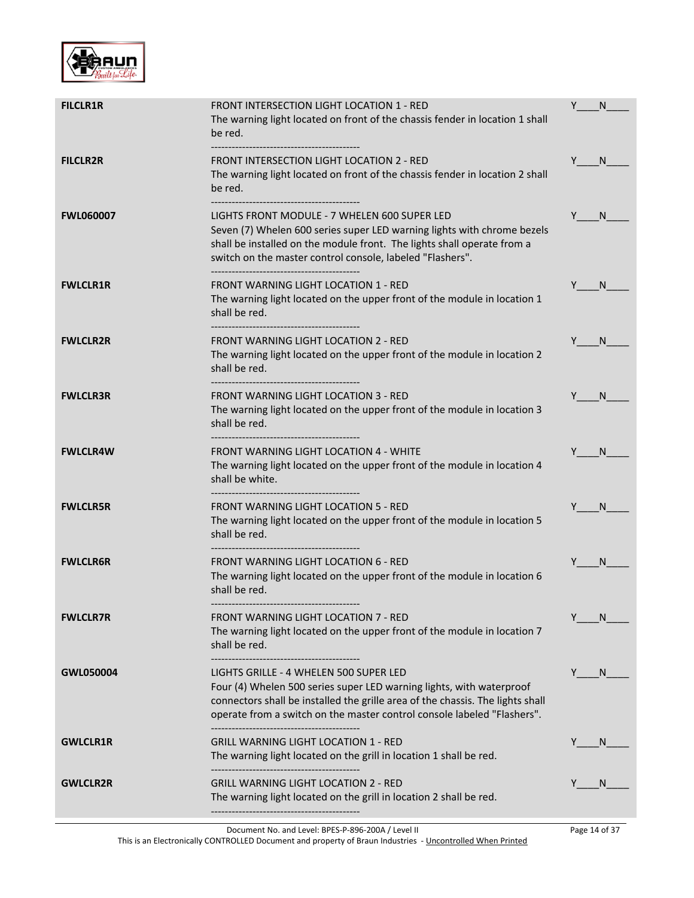| Code | Description | Y/N |
|---|---|---|
| **FILCLR1R** | FRONT INTERSECTION LIGHT LOCATION 1 - RED<br>The warning light located on front of the chassis fender in location 1 shall be red.<br>------------------------------------------- | Y____N____ |
| **FILCLR2R** | FRONT INTERSECTION LIGHT LOCATION 2 - RED<br>The warning light located on front of the chassis fender in location 2 shall be red.<br>------------------------------------------- | Y____N____ |
| **FWL060007** | LIGHTS FRONT MODULE - 7 WHELEN 600 SUPER LED<br>Seven (7) Whelen 600 series super LED warning lights with chrome bezels shall be installed on the module front. The lights shall operate from a switch on the master control console, labeled "Flashers".<br>------------------------------------------- | Y____N____ |
| **FWLCLR1R** | FRONT WARNING LIGHT LOCATION 1 - RED<br>The warning light located on the upper front of the module in location 1 shall be red.<br>------------------------------------------- | Y____N____ |
| **FWLCLR2R** | FRONT WARNING LIGHT LOCATION 2 - RED<br>The warning light located on the upper front of the module in location 2 shall be red.<br>------------------------------------------- | Y____N____ |
| **FWLCLR3R** | FRONT WARNING LIGHT LOCATION 3 - RED<br>The warning light located on the upper front of the module in location 3 shall be red.<br>------------------------------------------- | Y____N____ |
| **FWLCLR4W** | FRONT WARNING LIGHT LOCATION 4 - WHITE<br>The warning light located on the upper front of the module in location 4 shall be white.<br>------------------------------------------- | Y____N____ |
| **FWLCLR5R** | FRONT WARNING LIGHT LOCATION 5 - RED<br>The warning light located on the upper front of the module in location 5 shall be red.<br>------------------------------------------- | Y____N____ |
| **FWLCLR6R** | FRONT WARNING LIGHT LOCATION 6 - RED<br>The warning light located on the upper front of the module in location 6 shall be red.<br>------------------------------------------- | Y____N____ |
| **FWLCLR7R** | FRONT WARNING LIGHT LOCATION 7 - RED<br>The warning light located on the upper front of the module in location 7 shall be red.<br>------------------------------------------- | Y____N____ |
| **GWL050004** | LIGHTS GRILLE - 4 WHELEN 500 SUPER LED<br>Four (4) Whelen 500 series super LED warning lights, with waterproof connectors shall be installed the grille area of the chassis. The lights shall operate from a switch on the master control console labeled "Flashers".<br>------------------------------------------- | Y____N____ |
| **GWLCLR1R** | GRILL WARNING LIGHT LOCATION 1 - RED<br>The warning light located on the grill in location 1 shall be red.<br>------------------------------------------- | Y____N____ |
| **GWLCLR2R** | GRILL WARNING LIGHT LOCATION 2 - RED<br>The warning light located on the grill in location 2 shall be red.<br>------------------------------------------- | Y____N____ |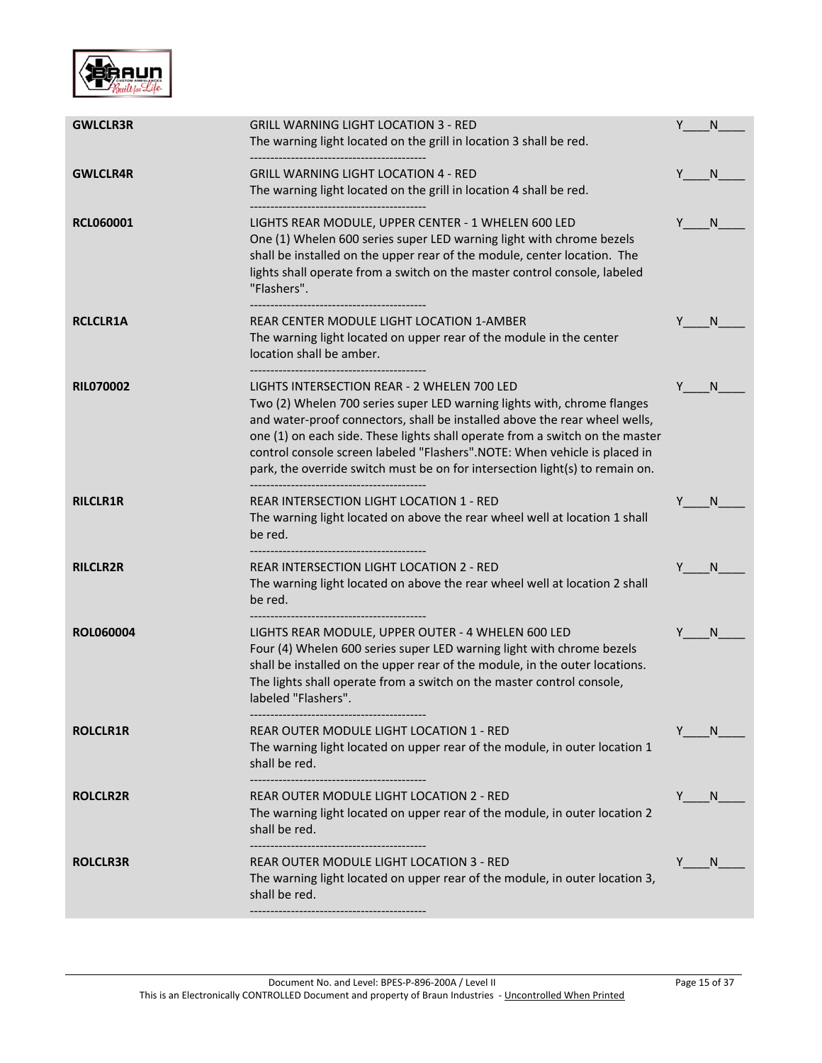| | | |
|---|---|---|
| **GWLCLR3R** | GRILL WARNING LIGHT LOCATION 3 - RED<br>The warning light located on the grill in location 3 shall be red.<br>------------------------------------------- | Y____N____ |
| **GWLCLR4R** | GRILL WARNING LIGHT LOCATION 4 - RED<br>The warning light located on the grill in location 4 shall be red.<br>------------------------------------------- | Y____N____ |
| **RCL060001** | LIGHTS REAR MODULE, UPPER CENTER - 1 WHELEN 600 LED<br>One (1) Whelen 600 series super LED warning light with chrome bezels shall be installed on the upper rear of the module, center location. The lights shall operate from a switch on the master control console, labeled "Flashers".<br>------------------------------------------- | Y____N____ |
| **RCLCLR1A** | REAR CENTER MODULE LIGHT LOCATION 1-AMBER<br>The warning light located on upper rear of the module in the center location shall be amber.<br>------------------------------------------- | Y____N____ |
| **RIL070002** | LIGHTS INTERSECTION REAR - 2 WHELEN 700 LED<br>Two (2) Whelen 700 series super LED warning lights with, chrome flanges and water-proof connectors, shall be installed above the rear wheel wells, one (1) on each side. These lights shall operate from a switch on the master control console screen labeled "Flashers".NOTE: When vehicle is placed in park, the override switch must be on for intersection light(s) to remain on.<br>------------------------------------------- | Y____N____ |
| **RILCLR1R** | REAR INTERSECTION LIGHT LOCATION 1 - RED<br>The warning light located on above the rear wheel well at location 1 shall be red.<br>------------------------------------------- | Y____N____ |
| **RILCLR2R** | REAR INTERSECTION LIGHT LOCATION 2 - RED<br>The warning light located on above the rear wheel well at location 2 shall be red.<br>------------------------------------------- | Y____N____ |
| **ROL060004** | LIGHTS REAR MODULE, UPPER OUTER - 4 WHELEN 600 LED<br>Four (4) Whelen 600 series super LED warning light with chrome bezels shall be installed on the upper rear of the module, in the outer locations. The lights shall operate from a switch on the master control console, labeled "Flashers".<br>------------------------------------------- | Y____N____ |
| **ROLCLR1R** | REAR OUTER MODULE LIGHT LOCATION 1 - RED<br>The warning light located on upper rear of the module, in outer location 1 shall be red.<br>------------------------------------------- | Y____N____ |
| **ROLCLR2R** | REAR OUTER MODULE LIGHT LOCATION 2 - RED<br>The warning light located on upper rear of the module, in outer location 2 shall be red.<br>------------------------------------------- | Y____N____ |
| **ROLCLR3R** | REAR OUTER MODULE LIGHT LOCATION 3 - RED<br>The warning light located on upper rear of the module, in outer location 3, shall be red.<br>------------------------------------------- | Y____N____ |

Document No. and Level: BPES-P-896-200A / Level II
This is an Electronically CONTROLLED Document and property of Braun Industries - Uncontrolled When Printed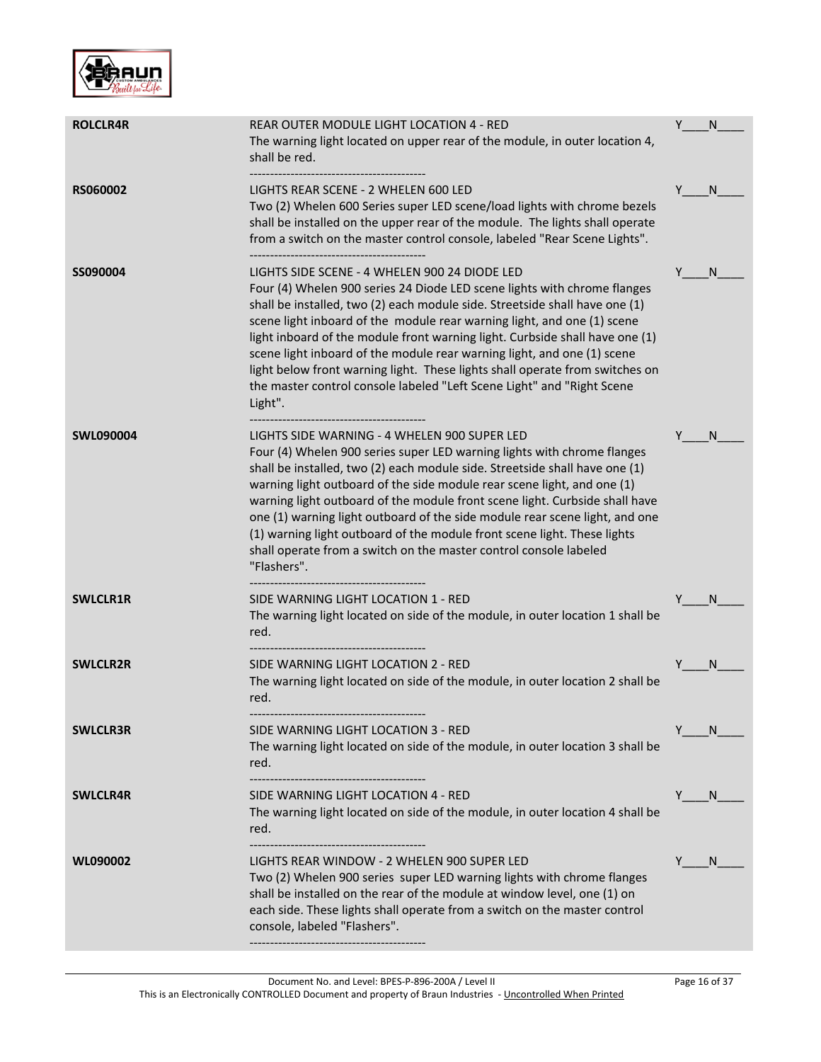| | | |
|---|---|---|
| **ROLCLR4R** | REAR OUTER MODULE LIGHT LOCATION 4 - RED<br>The warning light located on upper rear of the module, in outer location 4, shall be red.<br>------------------------------------------- | Y____N____ |
| **RS060002** | LIGHTS REAR SCENE - 2 WHELEN 600 LED<br>Two (2) Whelen 600 Series super LED scene/load lights with chrome bezels shall be installed on the upper rear of the module. The lights shall operate from a switch on the master control console, labeled "Rear Scene Lights".<br>------------------------------------------- | Y____N____ |
| **SS090004** | LIGHTS SIDE SCENE - 4 WHELEN 900 24 DIODE LED<br>Four (4) Whelen 900 series 24 Diode LED scene lights with chrome flanges shall be installed, two (2) each module side. Streetside shall have one (1) scene light inboard of the module rear warning light, and one (1) scene light inboard of the module front warning light. Curbside shall have one (1) scene light inboard of the module rear warning light, and one (1) scene light below front warning light. These lights shall operate from switches on the master control console labeled "Left Scene Light" and "Right Scene Light".<br>------------------------------------------- | Y____N____ |
| **SWL090004** | LIGHTS SIDE WARNING - 4 WHELEN 900 SUPER LED<br>Four (4) Whelen 900 series super LED warning lights with chrome flanges shall be installed, two (2) each module side. Streetside shall have one (1) warning light outboard of the side module rear scene light, and one (1) warning light outboard of the module front scene light. Curbside shall have one (1) warning light outboard of the side module rear scene light, and one (1) warning light outboard of the module front scene light. These lights shall operate from a switch on the master control console labeled "Flashers".<br>------------------------------------------- | Y____N____ |
| **SWLCLR1R** | SIDE WARNING LIGHT LOCATION 1 - RED<br>The warning light located on side of the module, in outer location 1 shall be red.<br>------------------------------------------- | Y____N____ |
| **SWLCLR2R** | SIDE WARNING LIGHT LOCATION 2 - RED<br>The warning light located on side of the module, in outer location 2 shall be red.<br>------------------------------------------- | Y____N____ |
| **SWLCLR3R** | SIDE WARNING LIGHT LOCATION 3 - RED<br>The warning light located on side of the module, in outer location 3 shall be red.<br>------------------------------------------- | Y____N____ |
| **SWLCLR4R** | SIDE WARNING LIGHT LOCATION 4 - RED<br>The warning light located on side of the module, in outer location 4 shall be red.<br>------------------------------------------- | Y____N____ |
| **WL090002** | LIGHTS REAR WINDOW - 2 WHELEN 900 SUPER LED<br>Two (2) Whelen 900 series super LED warning lights with chrome flanges shall be installed on the rear of the module at window level, one (1) on each side. These lights shall operate from a switch on the master control console, labeled "Flashers".<br>------------------------------------------- | Y____N____ |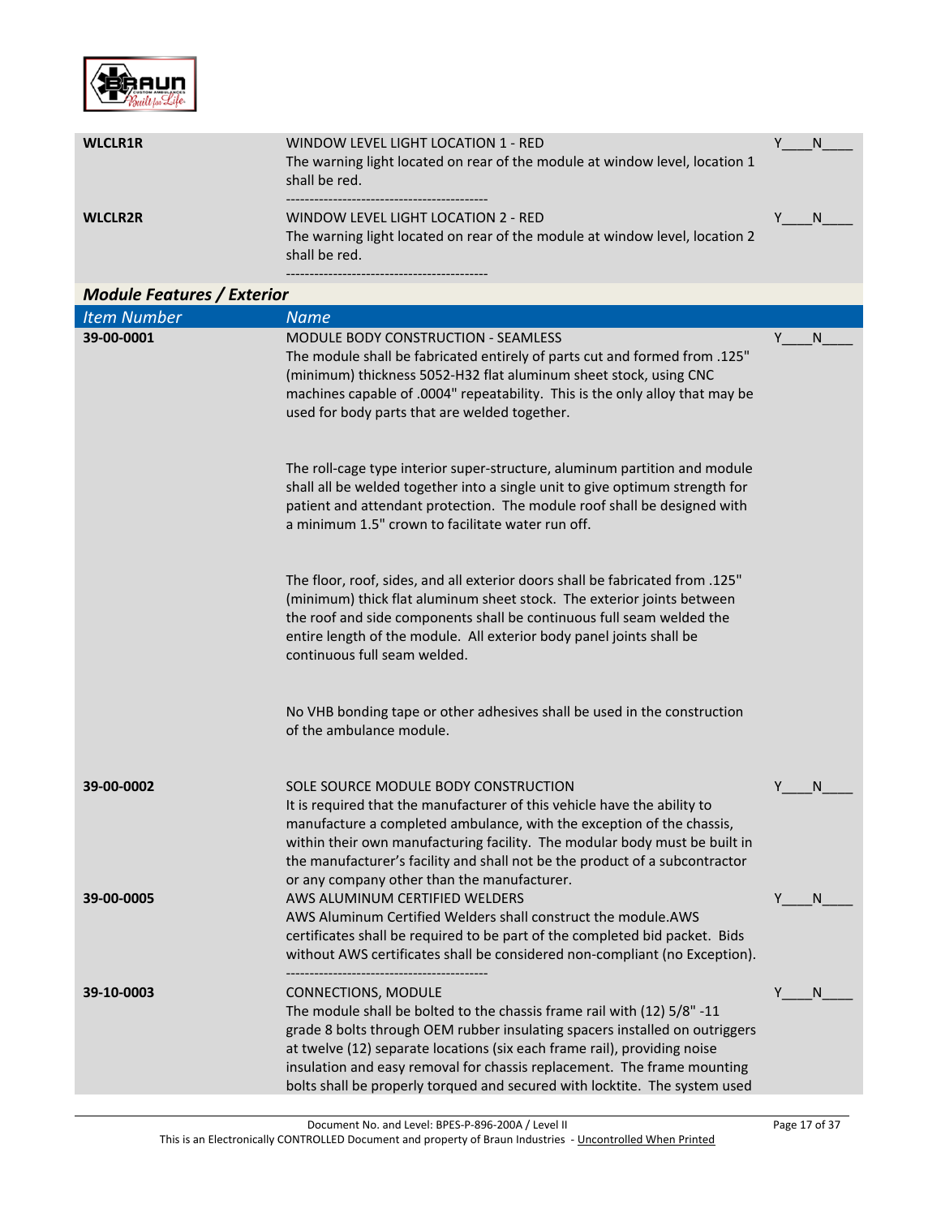| | | |
|---|---|---|
| **WLCLR1R** | WINDOW LEVEL LIGHT LOCATION 1 - RED<br>The warning light located on rear of the module at window level, location 1 shall be red.<br>------------------------------------------- | Y____N____ |
| **WLCLR2R** | WINDOW LEVEL LIGHT LOCATION 2 - RED<br>The warning light located on rear of the module at window level, location 2 shall be red.<br>------------------------------------------- | Y____N____ |

### *Module Features / Exterior*

| *Item Number* | *Name* | |
|---|---|---|
| **39-00-0001** | MODULE BODY CONSTRUCTION - SEAMLESS<br>The module shall be fabricated entirely of parts cut and formed from .125" (minimum) thickness 5052-H32 flat aluminum sheet stock, using CNC machines capable of .0004" repeatability. This is the only alloy that may be used for body parts that are welded together.<br><br>The roll-cage type interior super-structure, aluminum partition and module shall all be welded together into a single unit to give optimum strength for patient and attendant protection. The module roof shall be designed with a minimum 1.5" crown to facilitate water run off.<br><br>The floor, roof, sides, and all exterior doors shall be fabricated from .125" (minimum) thick flat aluminum sheet stock. The exterior joints between the roof and side components shall be continuous full seam welded the entire length of the module. All exterior body panel joints shall be continuous full seam welded.<br><br>No VHB bonding tape or other adhesives shall be used in the construction of the ambulance module. | Y____N____ |
| **39-00-0002** | SOLE SOURCE MODULE BODY CONSTRUCTION<br>It is required that the manufacturer of this vehicle have the ability to manufacture a completed ambulance, with the exception of the chassis, within their own manufacturing facility. The modular body must be built in the manufacturer's facility and shall not be the product of a subcontractor or any company other than the manufacturer. | Y____N____ |
| **39-00-0005** | AWS ALUMINUM CERTIFIED WELDERS<br>AWS Aluminum Certified Welders shall construct the module.AWS certificates shall be required to be part of the completed bid packet. Bids without AWS certificates shall be considered non-compliant (no Exception).<br>------------------------------------------- | Y____N____ |
| **39-10-0003** | CONNECTIONS, MODULE<br>The module shall be bolted to the chassis frame rail with (12) 5/8" -11 grade 8 bolts through OEM rubber insulating spacers installed on outriggers at twelve (12) separate locations (six each frame rail), providing noise insulation and easy removal for chassis replacement. The frame mounting bolts shall be properly torqued and secured with locktite. The system used | Y____N____ |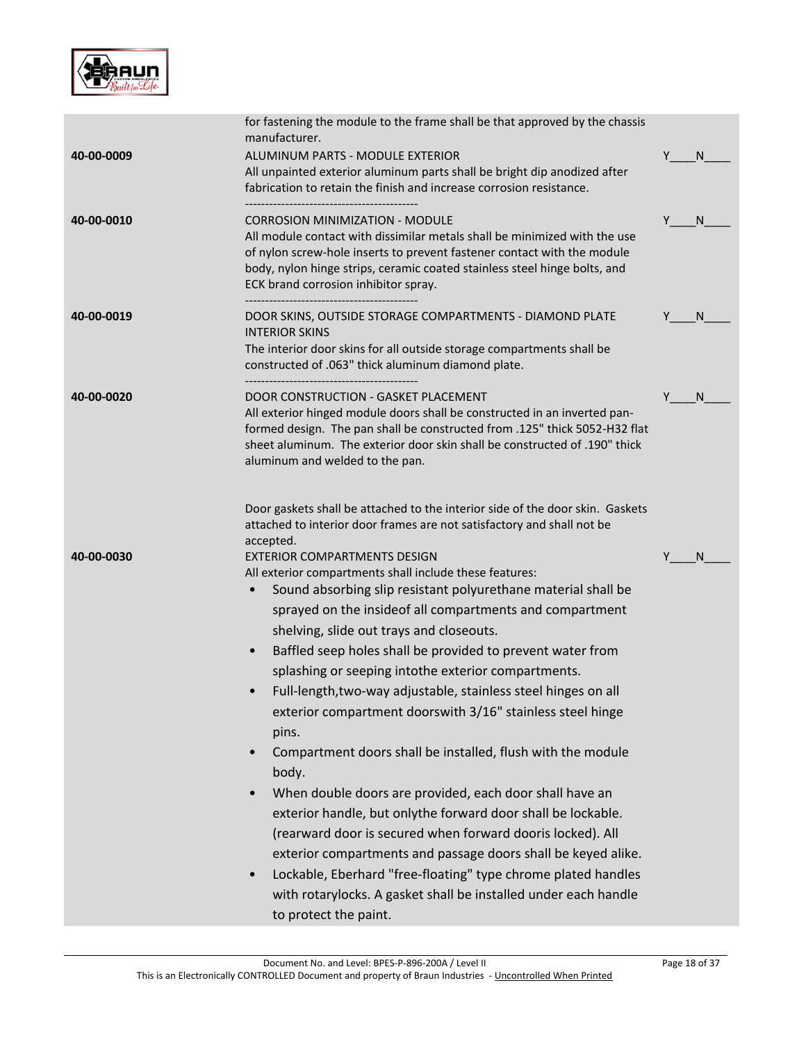| | | |
|---|---|---|
| | for fastening the module to the frame shall be that approved by the chassis manufacturer. | |
| 40-00-0009 | ALUMINUM PARTS - MODULE EXTERIOR<br>All unpainted exterior aluminum parts shall be bright dip anodized after fabrication to retain the finish and increase corrosion resistance.<br>------------------------------------------- | Y____N____ |
| 40-00-0010 | CORROSION MINIMIZATION - MODULE<br>All module contact with dissimilar metals shall be minimized with the use of nylon screw-hole inserts to prevent fastener contact with the module body, nylon hinge strips, ceramic coated stainless steel hinge bolts, and ECK brand corrosion inhibitor spray.<br>------------------------------------------- | Y____N____ |
| 40-00-0019 | DOOR SKINS, OUTSIDE STORAGE COMPARTMENTS - DIAMOND PLATE INTERIOR SKINS<br>The interior door skins for all outside storage compartments shall be constructed of .063" thick aluminum diamond plate.<br>------------------------------------------- | Y____N____ |
| 40-00-0020 | DOOR CONSTRUCTION - GASKET PLACEMENT<br>All exterior hinged module doors shall be constructed in an inverted pan-formed design. The pan shall be constructed from .125" thick 5052-H32 flat sheet aluminum. The exterior door skin shall be constructed of .190" thick aluminum and welded to the pan.<br><br>Door gaskets shall be attached to the interior side of the door skin. Gaskets attached to interior door frames are not satisfactory and shall not be accepted. | Y____N____ |
| 40-00-0030 | EXTERIOR COMPARTMENTS DESIGN<br>All exterior compartments shall include these features:<br>• Sound absorbing slip resistant polyurethane material shall be sprayed on the insideof all compartments and compartment shelving, slide out trays and closeouts.<br>• Baffled seep holes shall be provided to prevent water from splashing or seeping intothe exterior compartments.<br>• Full-length,two-way adjustable, stainless steel hinges on all exterior compartment doorswith 3/16" stainless steel hinge pins.<br>• Compartment doors shall be installed, flush with the module body.<br>• When double doors are provided, each door shall have an exterior handle, but onlythe forward door shall be lockable. (rearward door is secured when forward dooris locked). All exterior compartments and passage doors shall be keyed alike.<br>• Lockable, Eberhard "free-floating" type chrome plated handles with rotarylocks. A gasket shall be installed under each handle to protect the paint. | Y____N____ |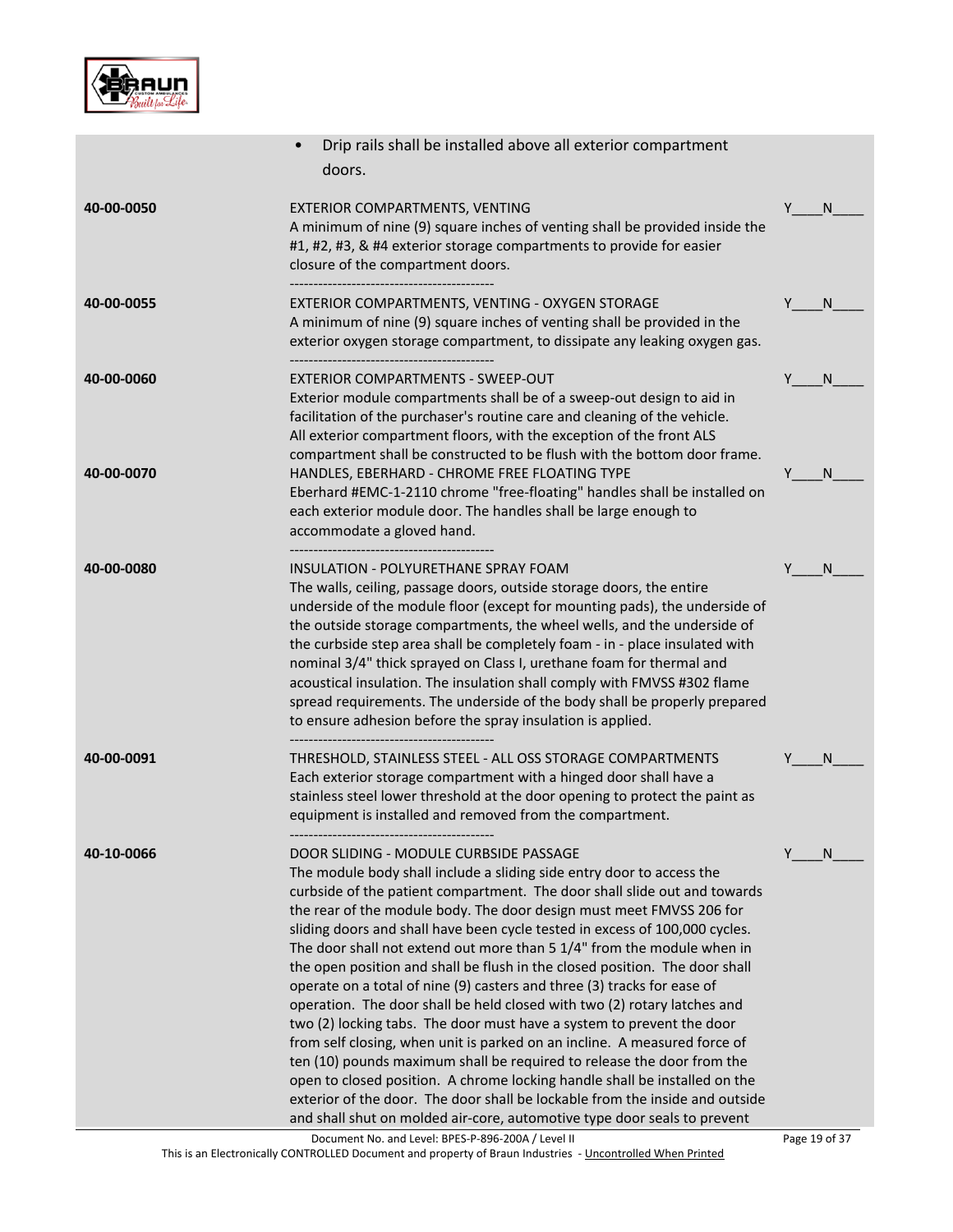- Drip rails shall be installed above all exterior compartment doors.

| | | |
|---|---|---|
| **40-00-0050** | EXTERIOR COMPARTMENTS, VENTING<br>A minimum of nine (9) square inches of venting shall be provided inside the #1, #2, #3, & #4 exterior storage compartments to provide for easier closure of the compartment doors. | Y____N____ |
| **40-00-0055** | EXTERIOR COMPARTMENTS, VENTING - OXYGEN STORAGE<br>A minimum of nine (9) square inches of venting shall be provided in the exterior oxygen storage compartment, to dissipate any leaking oxygen gas. | Y____N____ |
| **40-00-0060** | EXTERIOR COMPARTMENTS - SWEEP-OUT<br>Exterior module compartments shall be of a sweep-out design to aid in facilitation of the purchaser's routine care and cleaning of the vehicle. All exterior compartment floors, with the exception of the front ALS compartment shall be constructed to be flush with the bottom door frame. | Y____N____ |
| **40-00-0070** | HANDLES, EBERHARD - CHROME FREE FLOATING TYPE<br>Eberhard #EMC-1-2110 chrome "free-floating" handles shall be installed on each exterior module door. The handles shall be large enough to accommodate a gloved hand. | Y____N____ |
| **40-00-0080** | INSULATION - POLYURETHANE SPRAY FOAM<br>The walls, ceiling, passage doors, outside storage doors, the entire underside of the module floor (except for mounting pads), the underside of the outside storage compartments, the wheel wells, and the underside of the curbside step area shall be completely foam - in - place insulated with nominal 3/4" thick sprayed on Class I, urethane foam for thermal and acoustical insulation. The insulation shall comply with FMVSS #302 flame spread requirements. The underside of the body shall be properly prepared to ensure adhesion before the spray insulation is applied. | Y____N____ |
| **40-00-0091** | THRESHOLD, STAINLESS STEEL - ALL OSS STORAGE COMPARTMENTS<br>Each exterior storage compartment with a hinged door shall have a stainless steel lower threshold at the door opening to protect the paint as equipment is installed and removed from the compartment. | Y____N____ |
| **40-10-0066** | DOOR SLIDING - MODULE CURBSIDE PASSAGE<br>The module body shall include a sliding side entry door to access the curbside of the patient compartment. The door shall slide out and towards the rear of the module body. The door design must meet FMVSS 206 for sliding doors and shall have been cycle tested in excess of 100,000 cycles. The door shall not extend out more than 5 1/4" from the module when in the open position and shall be flush in the closed position. The door shall operate on a total of nine (9) casters and three (3) tracks for ease of operation. The door shall be held closed with two (2) rotary latches and two (2) locking tabs. The door must have a system to prevent the door from self closing, when unit is parked on an incline. A measured force of ten (10) pounds maximum shall be required to release the door from the open to closed position. A chrome locking handle shall be installed on the exterior of the door. The door shall be lockable from the inside and outside and shall shut on molded air-core, automotive type door seals to prevent | Y____N____ |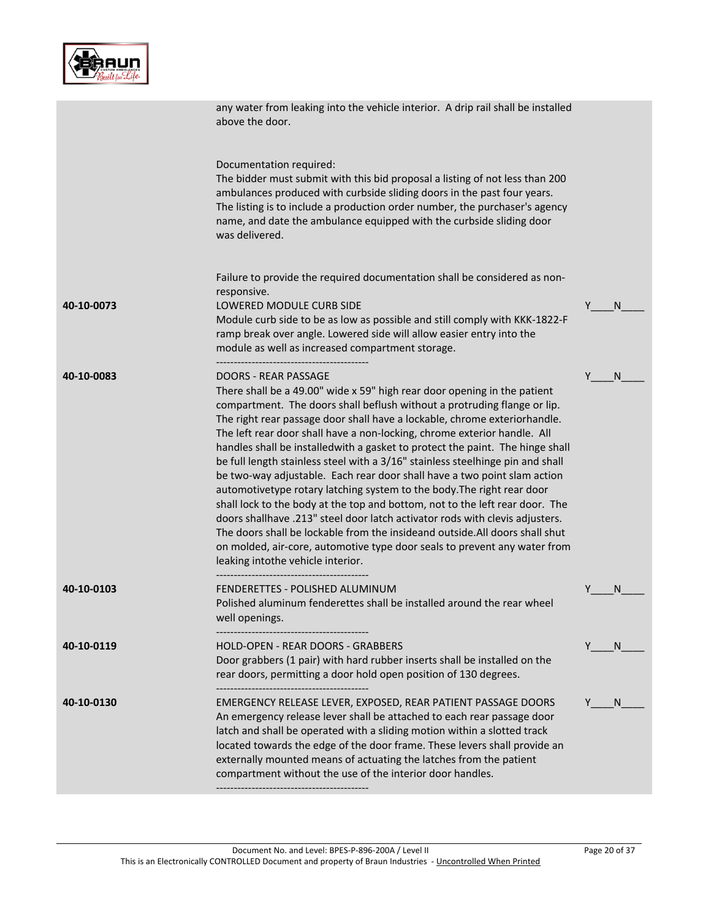| | | |
|---|---|---|
| | any water from leaking into the vehicle interior. A drip rail shall be installed above the door.<br><br>Documentation required:<br>The bidder must submit with this bid proposal a listing of not less than 200 ambulances produced with curbside sliding doors in the past four years. The listing is to include a production order number, the purchaser's agency name, and date the ambulance equipped with the curbside sliding door was delivered.<br><br>Failure to provide the required documentation shall be considered as non-responsive. | |
| **40-10-0073** | LOWERED MODULE CURB SIDE<br>Module curb side to be as low as possible and still comply with KKK-1822-F ramp break over angle. Lowered side will allow easier entry into the module as well as increased compartment storage.<br>------------------------------------------- | Y____N____ |
| **40-10-0083** | DOORS - REAR PASSAGE<br>There shall be a 49.00" wide x 59" high rear door opening in the patient compartment. The doors shall beflush without a protruding flange or lip. The right rear passage door shall have a lockable, chrome exteriorhandle. The left rear door shall have a non-locking, chrome exterior handle. All handles shall be installedwith a gasket to protect the paint. The hinge shall be full length stainless steel with a 3/16" stainless steelhinge pin and shall be two-way adjustable. Each rear door shall have a two point slam action automotivetype rotary latching system to the body.The right rear door shall lock to the body at the top and bottom, not to the left rear door. The doors shallhave .213" steel door latch activator rods with clevis adjusters. The doors shall be lockable from the insideand outside.All doors shall shut on molded, air-core, automotive type door seals to prevent any water from leaking intothe vehicle interior.<br>------------------------------------------- | Y____N____ |
| **40-10-0103** | FENDERETTES - POLISHED ALUMINUM<br>Polished aluminum fenderettes shall be installed around the rear wheel well openings.<br>------------------------------------------- | Y____N____ |
| **40-10-0119** | HOLD-OPEN - REAR DOORS - GRABBERS<br>Door grabbers (1 pair) with hard rubber inserts shall be installed on the rear doors, permitting a door hold open position of 130 degrees.<br>------------------------------------------- | Y____N____ |
| **40-10-0130** | EMERGENCY RELEASE LEVER, EXPOSED, REAR PATIENT PASSAGE DOORS<br>An emergency release lever shall be attached to each rear passage door latch and shall be operated with a sliding motion within a slotted track located towards the edge of the door frame. These levers shall provide an externally mounted means of actuating the latches from the patient compartment without the use of the interior door handles.<br>------------------------------------------- | Y____N____ |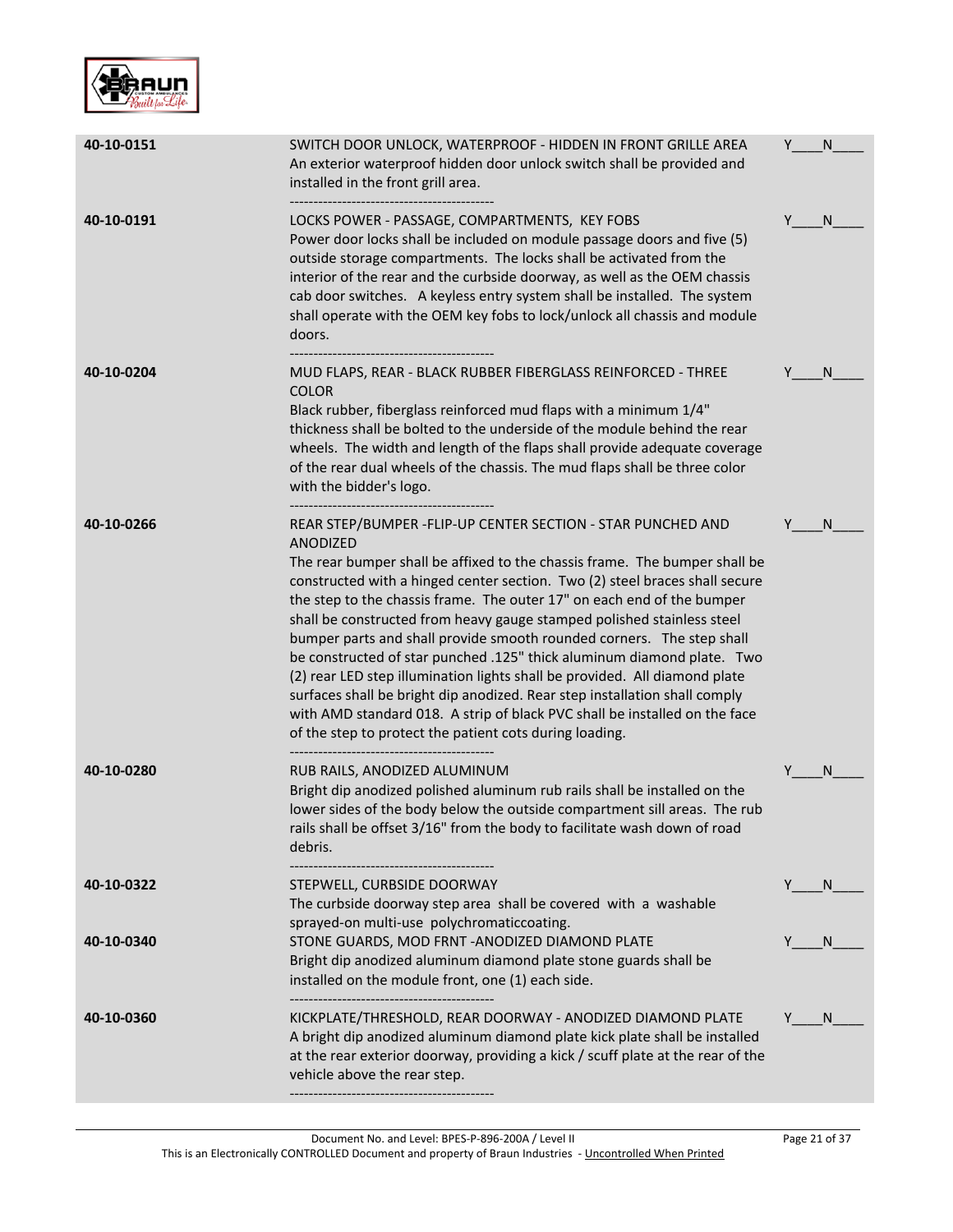| | | |
|---|---|---|
| **40-10-0151** | SWITCH DOOR UNLOCK, WATERPROOF - HIDDEN IN FRONT GRILLE AREA<br>An exterior waterproof hidden door unlock switch shall be provided and installed in the front grill area.<br>------------------------------------------- | Y____N____ |
| **40-10-0191** | LOCKS POWER - PASSAGE, COMPARTMENTS, KEY FOBS<br>Power door locks shall be included on module passage doors and five (5) outside storage compartments. The locks shall be activated from the interior of the rear and the curbside doorway, as well as the OEM chassis cab door switches. A keyless entry system shall be installed. The system shall operate with the OEM key fobs to lock/unlock all chassis and module doors.<br>------------------------------------------- | Y____N____ |
| **40-10-0204** | MUD FLAPS, REAR - BLACK RUBBER FIBERGLASS REINFORCED - THREE COLOR<br>Black rubber, fiberglass reinforced mud flaps with a minimum 1/4" thickness shall be bolted to the underside of the module behind the rear wheels. The width and length of the flaps shall provide adequate coverage of the rear dual wheels of the chassis. The mud flaps shall be three color with the bidder's logo.<br>------------------------------------------- | Y____N____ |
| **40-10-0266** | REAR STEP/BUMPER -FLIP-UP CENTER SECTION - STAR PUNCHED AND ANODIZED<br>The rear bumper shall be affixed to the chassis frame. The bumper shall be constructed with a hinged center section. Two (2) steel braces shall secure the step to the chassis frame. The outer 17" on each end of the bumper shall be constructed from heavy gauge stamped polished stainless steel bumper parts and shall provide smooth rounded corners. The step shall be constructed of star punched .125" thick aluminum diamond plate. Two (2) rear LED step illumination lights shall be provided. All diamond plate surfaces shall be bright dip anodized. Rear step installation shall comply with AMD standard 018. A strip of black PVC shall be installed on the face of the step to protect the patient cots during loading.<br>------------------------------------------- | Y____N____ |
| **40-10-0280** | RUB RAILS, ANODIZED ALUMINUM<br>Bright dip anodized polished aluminum rub rails shall be installed on the lower sides of the body below the outside compartment sill areas. The rub rails shall be offset 3/16" from the body to facilitate wash down of road debris.<br>------------------------------------------- | Y____N____ |
| **40-10-0322** | STEPWELL, CURBSIDE DOORWAY<br>The curbside doorway step area shall be covered with a washable sprayed-on multi-use polychromaticcoating. | Y____N____ |
| **40-10-0340** | STONE GUARDS, MOD FRNT -ANODIZED DIAMOND PLATE<br>Bright dip anodized aluminum diamond plate stone guards shall be installed on the module front, one (1) each side.<br>------------------------------------------- | Y____N____ |
| **40-10-0360** | KICKPLATE/THRESHOLD, REAR DOORWAY - ANODIZED DIAMOND PLATE<br>A bright dip anodized aluminum diamond plate kick plate shall be installed at the rear exterior doorway, providing a kick / scuff plate at the rear of the vehicle above the rear step.<br>------------------------------------------- | Y____N____ |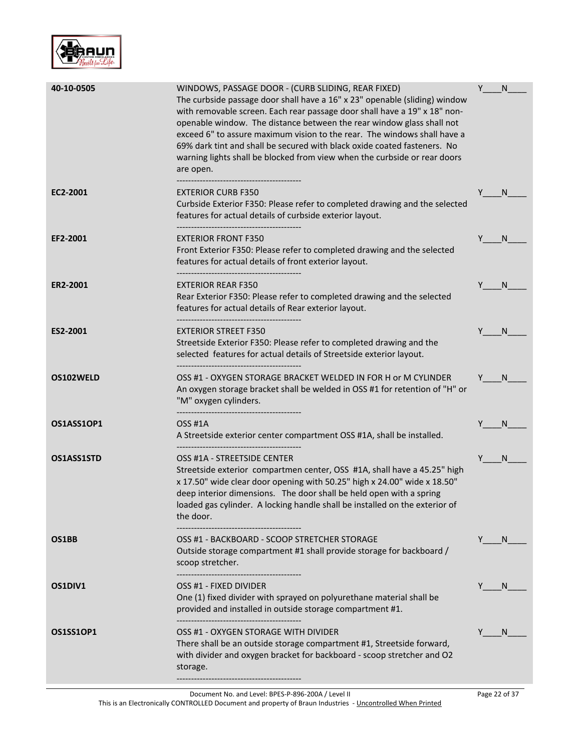| | | |
|---|---|---|
| **40-10-0505** | WINDOWS, PASSAGE DOOR - (CURB SLIDING, REAR FIXED)<br>The curbside passage door shall have a 16" x 23" openable (sliding) window with removable screen. Each rear passage door shall have a 19" x 18" non-openable window. The distance between the rear window glass shall not exceed 6" to assure maximum vision to the rear. The windows shall have a 69% dark tint and shall be secured with black oxide coated fasteners. No warning lights shall be blocked from view when the curbside or rear doors are open.<br>------------------------------------------- | Y____N____ |
| **EC2-2001** | EXTERIOR CURB F350<br>Curbside Exterior F350: Please refer to completed drawing and the selected features for actual details of curbside exterior layout.<br>------------------------------------------- | Y____N____ |
| **EF2-2001** | EXTERIOR FRONT F350<br>Front Exterior F350: Please refer to completed drawing and the selected features for actual details of front exterior layout.<br>------------------------------------------- | Y____N____ |
| **ER2-2001** | EXTERIOR REAR F350<br>Rear Exterior F350: Please refer to completed drawing and the selected features for actual details of Rear exterior layout.<br>------------------------------------------- | Y____N____ |
| **ES2-2001** | EXTERIOR STREET F350<br>Streetside Exterior F350: Please refer to completed drawing and the selected features for actual details of Streetside exterior layout.<br>------------------------------------------- | Y____N____ |
| **OS102WELD** | OSS #1 - OXYGEN STORAGE BRACKET WELDED IN FOR H or M CYLINDER<br>An oxygen storage bracket shall be welded in OSS #1 for retention of "H" or "M" oxygen cylinders.<br>------------------------------------------- | Y____N____ |
| **OS1ASS1OP1** | OSS #1A<br>A Streetside exterior center compartment OSS #1A, shall be installed.<br>------------------------------------------- | Y____N____ |
| **OS1ASS1STD** | OSS #1A - STREETSIDE CENTER<br>Streetside exterior compartmen center, OSS #1A, shall have a 45.25" high x 17.50" wide clear door opening with 50.25" high x 24.00" wide x 18.50" deep interior dimensions. The door shall be held open with a spring loaded gas cylinder. A locking handle shall be installed on the exterior of the door.<br>------------------------------------------- | Y____N____ |
| **OS1BB** | OSS #1 - BACKBOARD - SCOOP STRETCHER STORAGE<br>Outside storage compartment #1 shall provide storage for backboard / scoop stretcher.<br>------------------------------------------- | Y____N____ |
| **OS1DIV1** | OSS #1 - FIXED DIVIDER<br>One (1) fixed divider with sprayed on polyurethane material shall be provided and installed in outside storage compartment #1.<br>------------------------------------------- | Y____N____ |
| **OS1SS1OP1** | OSS #1 - OXYGEN STORAGE WITH DIVIDER<br>There shall be an outside storage compartment #1, Streetside forward, with divider and oxygen bracket for backboard - scoop stretcher and O2 storage.<br>------------------------------------------- | Y____N____ |

Document No. and Level: BPES-P-896-200A / Level II
This is an Electronically CONTROLLED Document and property of Braun Industries - Uncontrolled When Printed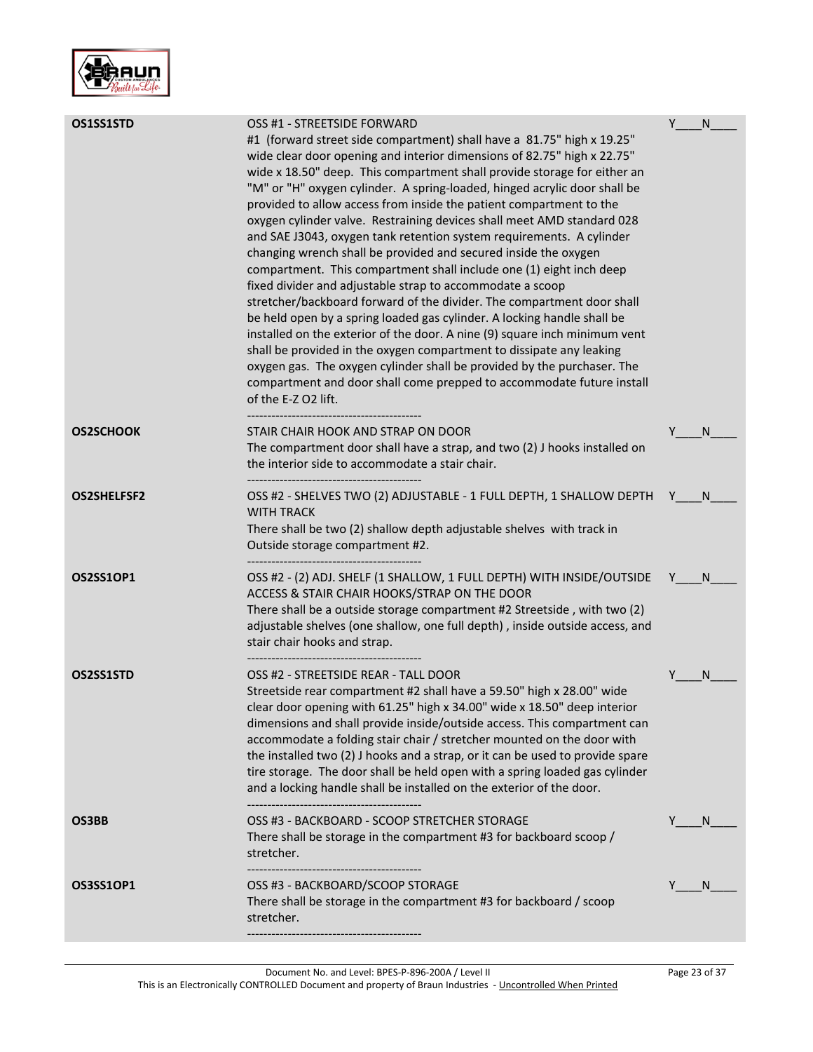| | | |
|---|---|---|
| **OS1SS1STD** | OSS #1 - STREETSIDE FORWARD<br>#1 (forward street side compartment) shall have a 81.75" high x 19.25" wide clear door opening and interior dimensions of 82.75" high x 22.75" wide x 18.50" deep. This compartment shall provide storage for either an "M" or "H" oxygen cylinder. A spring-loaded, hinged acrylic door shall be provided to allow access from inside the patient compartment to the oxygen cylinder valve. Restraining devices shall meet AMD standard 028 and SAE J3043, oxygen tank retention system requirements. A cylinder changing wrench shall be provided and secured inside the oxygen compartment. This compartment shall include one (1) eight inch deep fixed divider and adjustable strap to accommodate a scoop stretcher/backboard forward of the divider. The compartment door shall be held open by a spring loaded gas cylinder. A locking handle shall be installed on the exterior of the door. A nine (9) square inch minimum vent shall be provided in the oxygen compartment to dissipate any leaking oxygen gas. The oxygen cylinder shall be provided by the purchaser. The compartment and door shall come prepped to accommodate future install of the E-Z O2 lift.<br>------------------------------------------- | Y____N____ |
| **OS2SCHOOK** | STAIR CHAIR HOOK AND STRAP ON DOOR<br>The compartment door shall have a strap, and two (2) J hooks installed on the interior side to accommodate a stair chair.<br>------------------------------------------- | Y____N____ |
| **OS2SHELFSF2** | OSS #2 - SHELVES TWO (2) ADJUSTABLE - 1 FULL DEPTH, 1 SHALLOW DEPTH WITH TRACK<br>There shall be two (2) shallow depth adjustable shelves with track in Outside storage compartment #2.<br>------------------------------------------- | Y____N____ |
| **OS2SS1OP1** | OSS #2 - (2) ADJ. SHELF (1 SHALLOW, 1 FULL DEPTH) WITH INSIDE/OUTSIDE ACCESS & STAIR CHAIR HOOKS/STRAP ON THE DOOR<br>There shall be a outside storage compartment #2 Streetside , with two (2) adjustable shelves (one shallow, one full depth) , inside outside access, and stair chair hooks and strap.<br>------------------------------------------- | Y____N____ |
| **OS2SS1STD** | OSS #2 - STREETSIDE REAR - TALL DOOR<br>Streetside rear compartment #2 shall have a 59.50" high x 28.00" wide clear door opening with 61.25" high x 34.00" wide x 18.50" deep interior dimensions and shall provide inside/outside access. This compartment can accommodate a folding stair chair / stretcher mounted on the door with the installed two (2) J hooks and a strap, or it can be used to provide spare tire storage. The door shall be held open with a spring loaded gas cylinder and a locking handle shall be installed on the exterior of the door.<br>------------------------------------------- | Y____N____ |
| **OS3BB** | OSS #3 - BACKBOARD - SCOOP STRETCHER STORAGE<br>There shall be storage in the compartment #3 for backboard scoop / stretcher.<br>------------------------------------------- | Y____N____ |
| **OS3SS1OP1** | OSS #3 - BACKBOARD/SCOOP STORAGE<br>There shall be storage in the compartment #3 for backboard / scoop stretcher.<br>------------------------------------------- | Y____N____ |

Document No. and Level: BPES-P-896-200A / Level II
This is an Electronically CONTROLLED Document and property of Braun Industries - Uncontrolled When Printed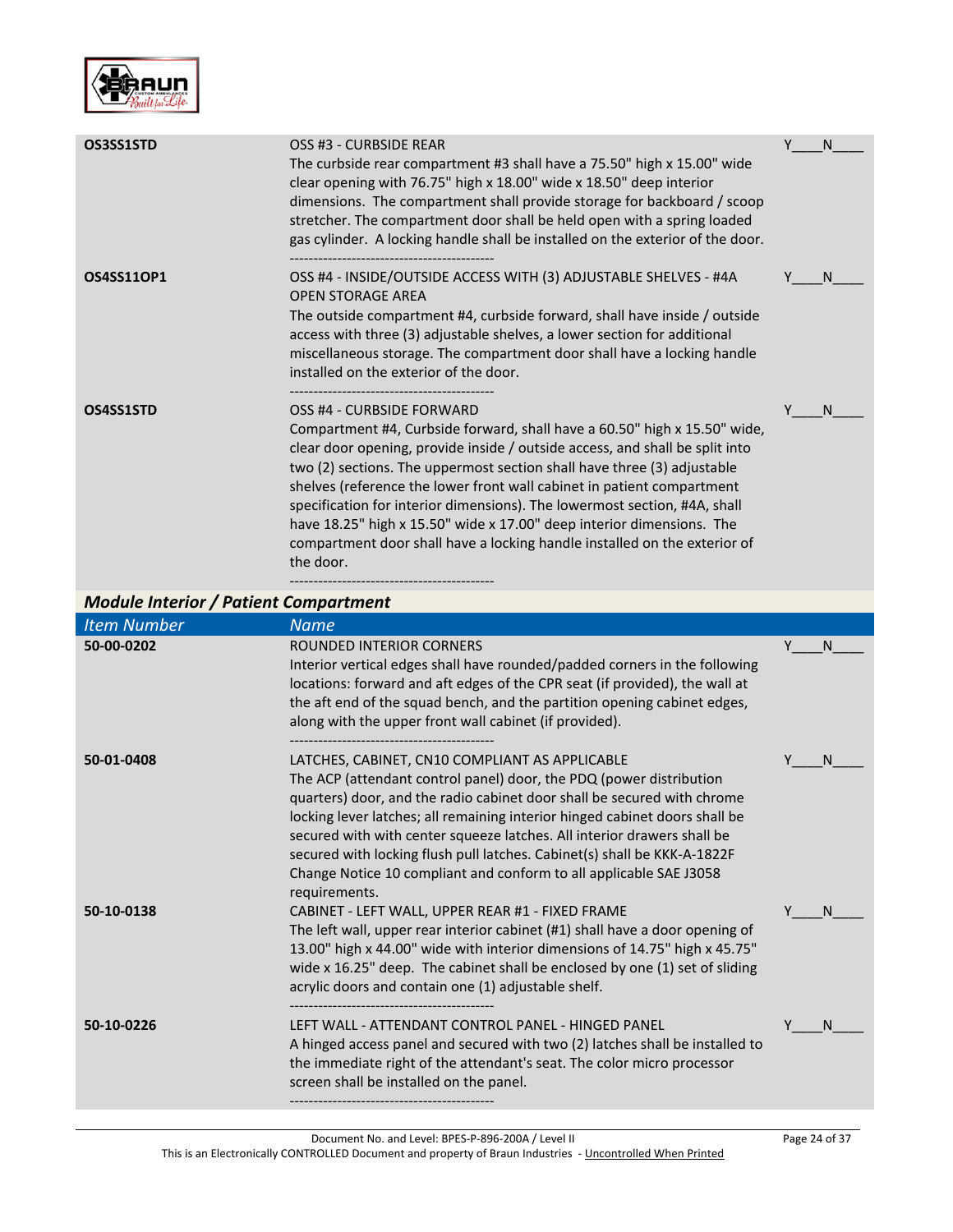| | | |
|---|---|---|
| **OS3SS1STD** | OSS #3 - CURBSIDE REAR<br>The curbside rear compartment #3 shall have a 75.50" high x 15.00" wide clear opening with 76.75" high x 18.00" wide x 18.50" deep interior dimensions. The compartment shall provide storage for backboard / scoop stretcher. The compartment door shall be held open with a spring loaded gas cylinder. A locking handle shall be installed on the exterior of the door.<br>------------------------------------------- | Y____N____ |
| **OS4SS11OP1** | OSS #4 - INSIDE/OUTSIDE ACCESS WITH (3) ADJUSTABLE SHELVES - #4A OPEN STORAGE AREA<br>The outside compartment #4, curbside forward, shall have inside / outside access with three (3) adjustable shelves, a lower section for additional miscellaneous storage. The compartment door shall have a locking handle installed on the exterior of the door.<br>------------------------------------------- | Y____N____ |
| **OS4SS1STD** | OSS #4 - CURBSIDE FORWARD<br>Compartment #4, Curbside forward, shall have a 60.50" high x 15.50" wide, clear door opening, provide inside / outside access, and shall be split into two (2) sections. The uppermost section shall have three (3) adjustable shelves (reference the lower front wall cabinet in patient compartment specification for interior dimensions). The lowermost section, #4A, shall have 18.25" high x 15.50" wide x 17.00" deep interior dimensions. The compartment door shall have a locking handle installed on the exterior of the door.<br>------------------------------------------- | Y____N____ |

## *Module Interior / Patient Compartment*

| *Item Number* | *Name* | |
|---|---|---|
| **50-00-0202** | ROUNDED INTERIOR CORNERS<br>Interior vertical edges shall have rounded/padded corners in the following locations: forward and aft edges of the CPR seat (if provided), the wall at the aft end of the squad bench, and the partition opening cabinet edges, along with the upper front wall cabinet (if provided).<br>------------------------------------------- | Y____N____ |
| **50-01-0408** | LATCHES, CABINET, CN10 COMPLIANT AS APPLICABLE<br>The ACP (attendant control panel) door, the PDQ (power distribution quarters) door, and the radio cabinet door shall be secured with chrome locking lever latches; all remaining interior hinged cabinet doors shall be secured with with center squeeze latches. All interior drawers shall be secured with locking flush pull latches. Cabinet(s) shall be KKK-A-1822F Change Notice 10 compliant and conform to all applicable SAE J3058 requirements. | Y____N____ |
| **50-10-0138** | CABINET - LEFT WALL, UPPER REAR #1 - FIXED FRAME<br>The left wall, upper rear interior cabinet (#1) shall have a door opening of 13.00" high x 44.00" wide with interior dimensions of 14.75" high x 45.75" wide x 16.25" deep. The cabinet shall be enclosed by one (1) set of sliding acrylic doors and contain one (1) adjustable shelf.<br>------------------------------------------- | Y____N____ |
| **50-10-0226** | LEFT WALL - ATTENDANT CONTROL PANEL - HINGED PANEL<br>A hinged access panel and secured with two (2) latches shall be installed to the immediate right of the attendant's seat. The color micro processor screen shall be installed on the panel.<br>------------------------------------------- | Y____N____ |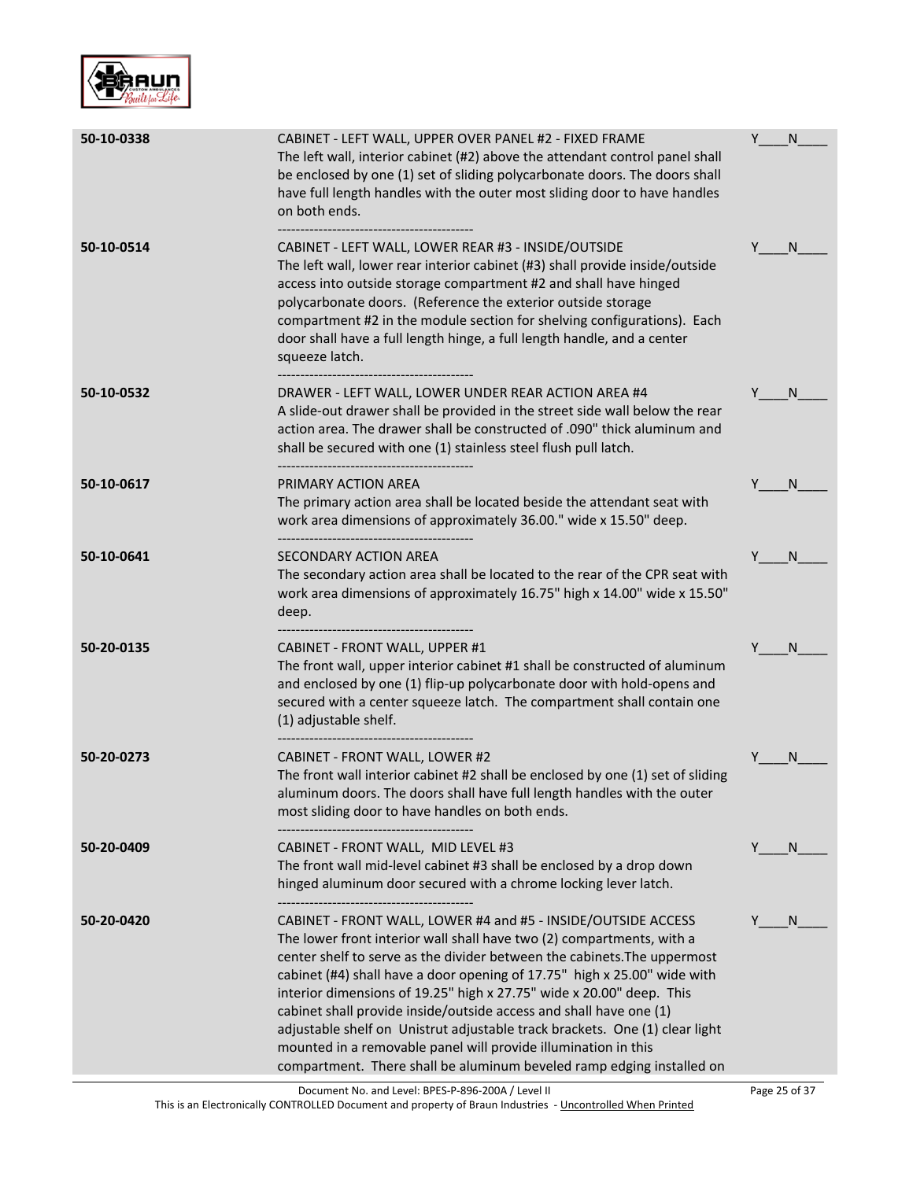| | | |
|---|---|---|
| 50-10-0338 | CABINET - LEFT WALL, UPPER OVER PANEL #2 - FIXED FRAME<br>The left wall, interior cabinet (#2) above the attendant control panel shall be enclosed by one (1) set of sliding polycarbonate doors. The doors shall have full length handles with the outer most sliding door to have handles on both ends.<br>------------------------------------------- | Y____N____ |
| 50-10-0514 | CABINET - LEFT WALL, LOWER REAR #3 - INSIDE/OUTSIDE<br>The left wall, lower rear interior cabinet (#3) shall provide inside/outside access into outside storage compartment #2 and shall have hinged polycarbonate doors. (Reference the exterior outside storage compartment #2 in the module section for shelving configurations). Each door shall have a full length hinge, a full length handle, and a center squeeze latch.<br>------------------------------------------- | Y____N____ |
| 50-10-0532 | DRAWER - LEFT WALL, LOWER UNDER REAR ACTION AREA #4<br>A slide-out drawer shall be provided in the street side wall below the rear action area. The drawer shall be constructed of .090" thick aluminum and shall be secured with one (1) stainless steel flush pull latch.<br>------------------------------------------- | Y____N____ |
| 50-10-0617 | PRIMARY ACTION AREA<br>The primary action area shall be located beside the attendant seat with work area dimensions of approximately 36.00." wide x 15.50" deep.<br>------------------------------------------- | Y____N____ |
| 50-10-0641 | SECONDARY ACTION AREA<br>The secondary action area shall be located to the rear of the CPR seat with work area dimensions of approximately 16.75" high x 14.00" wide x 15.50" deep.<br>------------------------------------------- | Y____N____ |
| 50-20-0135 | CABINET - FRONT WALL, UPPER #1<br>The front wall, upper interior cabinet #1 shall be constructed of aluminum and enclosed by one (1) flip-up polycarbonate door with hold-opens and secured with a center squeeze latch. The compartment shall contain one (1) adjustable shelf.<br>------------------------------------------- | Y____N____ |
| 50-20-0273 | CABINET - FRONT WALL, LOWER #2<br>The front wall interior cabinet #2 shall be enclosed by one (1) set of sliding aluminum doors. The doors shall have full length handles with the outer most sliding door to have handles on both ends.<br>------------------------------------------- | Y____N____ |
| 50-20-0409 | CABINET - FRONT WALL, MID LEVEL #3<br>The front wall mid-level cabinet #3 shall be enclosed by a drop down hinged aluminum door secured with a chrome locking lever latch.<br>------------------------------------------- | Y____N____ |
| 50-20-0420 | CABINET - FRONT WALL, LOWER #4 and #5 - INSIDE/OUTSIDE ACCESS<br>The lower front interior wall shall have two (2) compartments, with a center shelf to serve as the divider between the cabinets.The uppermost cabinet (#4) shall have a door opening of 17.75" high x 25.00" wide with interior dimensions of 19.25" high x 27.75" wide x 20.00" deep. This cabinet shall provide inside/outside access and shall have one (1) adjustable shelf on Unistrut adjustable track brackets. One (1) clear light mounted in a removable panel will provide illumination in this compartment. There shall be aluminum beveled ramp edging installed on | Y____N____ |

Document No. and Level: BPES-P-896-200A / Level II

This is an Electronically CONTROLLED Document and property of Braun Industries - Uncontrolled When Printed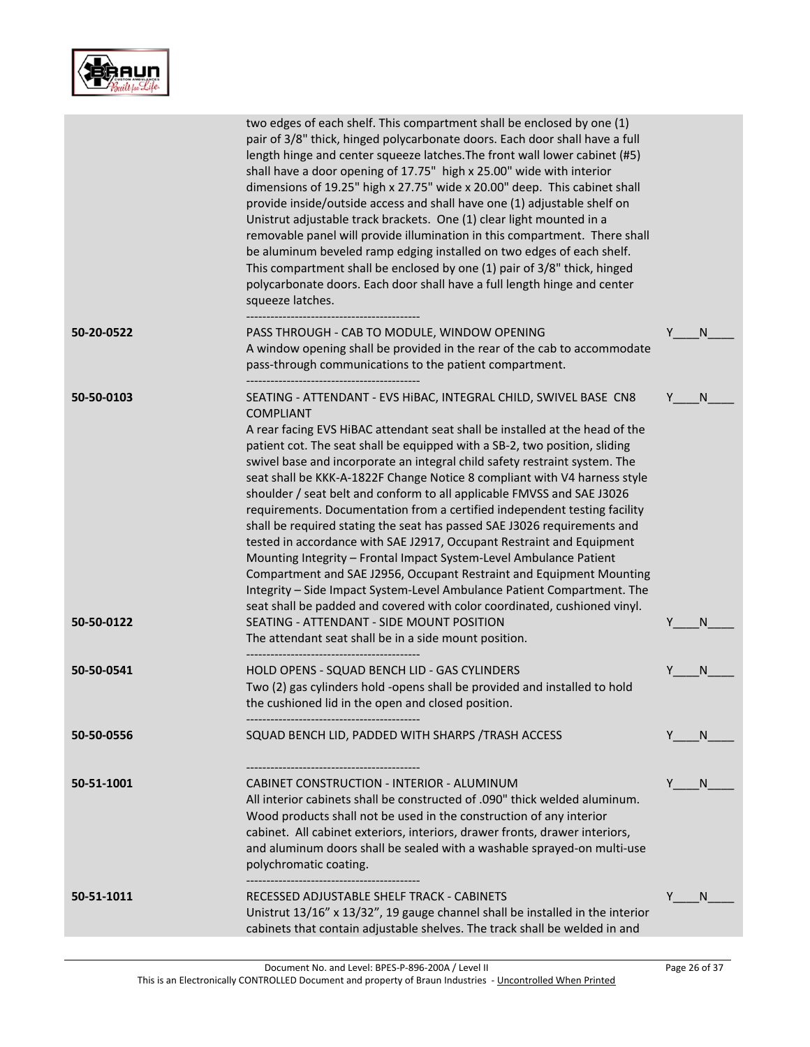| | | |
|---|---|---|
| | two edges of each shelf. This compartment shall be enclosed by one (1) pair of 3/8" thick, hinged polycarbonate doors. Each door shall have a full length hinge and center squeeze latches.The front wall lower cabinet (#5) shall have a door opening of 17.75" high x 25.00" wide with interior dimensions of 19.25" high x 27.75" wide x 20.00" deep. This cabinet shall provide inside/outside access and shall have one (1) adjustable shelf on Unistrut adjustable track brackets. One (1) clear light mounted in a removable panel will provide illumination in this compartment. There shall be aluminum beveled ramp edging installed on two edges of each shelf. This compartment shall be enclosed by one (1) pair of 3/8" thick, hinged polycarbonate doors. Each door shall have a full length hinge and center squeeze latches. | |
| 50-20-0522 | PASS THROUGH - CAB TO MODULE, WINDOW OPENING<br>A window opening shall be provided in the rear of the cab to accommodate pass-through communications to the patient compartment. | Y____N____ |
| 50-50-0103 | SEATING - ATTENDANT - EVS HiBAC, INTEGRAL CHILD, SWIVEL BASE CN8 COMPLIANT<br>A rear facing EVS HiBAC attendant seat shall be installed at the head of the patient cot. The seat shall be equipped with a SB-2, two position, sliding swivel base and incorporate an integral child safety restraint system. The seat shall be KKK-A-1822F Change Notice 8 compliant with V4 harness style shoulder / seat belt and conform to all applicable FMVSS and SAE J3026 requirements. Documentation from a certified independent testing facility shall be required stating the seat has passed SAE J3026 requirements and tested in accordance with SAE J2917, Occupant Restraint and Equipment Mounting Integrity – Frontal Impact System-Level Ambulance Patient Compartment and SAE J2956, Occupant Restraint and Equipment Mounting Integrity – Side Impact System-Level Ambulance Patient Compartment. The seat shall be padded and covered with color coordinated, cushioned vinyl. | Y____N____ |
| 50-50-0122 | SEATING - ATTENDANT - SIDE MOUNT POSITION<br>The attendant seat shall be in a side mount position. | Y____N____ |
| 50-50-0541 | HOLD OPENS - SQUAD BENCH LID - GAS CYLINDERS<br>Two (2) gas cylinders hold -opens shall be provided and installed to hold the cushioned lid in the open and closed position. | Y____N____ |
| 50-50-0556 | SQUAD BENCH LID, PADDED WITH SHARPS /TRASH ACCESS | Y____N____ |
| 50-51-1001 | CABINET CONSTRUCTION - INTERIOR - ALUMINUM<br>All interior cabinets shall be constructed of .090" thick welded aluminum. Wood products shall not be used in the construction of any interior cabinet. All cabinet exteriors, interiors, drawer fronts, drawer interiors, and aluminum doors shall be sealed with a washable sprayed-on multi-use polychromatic coating. | Y____N____ |
| 50-51-1011 | RECESSED ADJUSTABLE SHELF TRACK - CABINETS<br>Unistrut 13/16” x 13/32”, 19 gauge channel shall be installed in the interior cabinets that contain adjustable shelves. The track shall be welded in and | Y____N____ |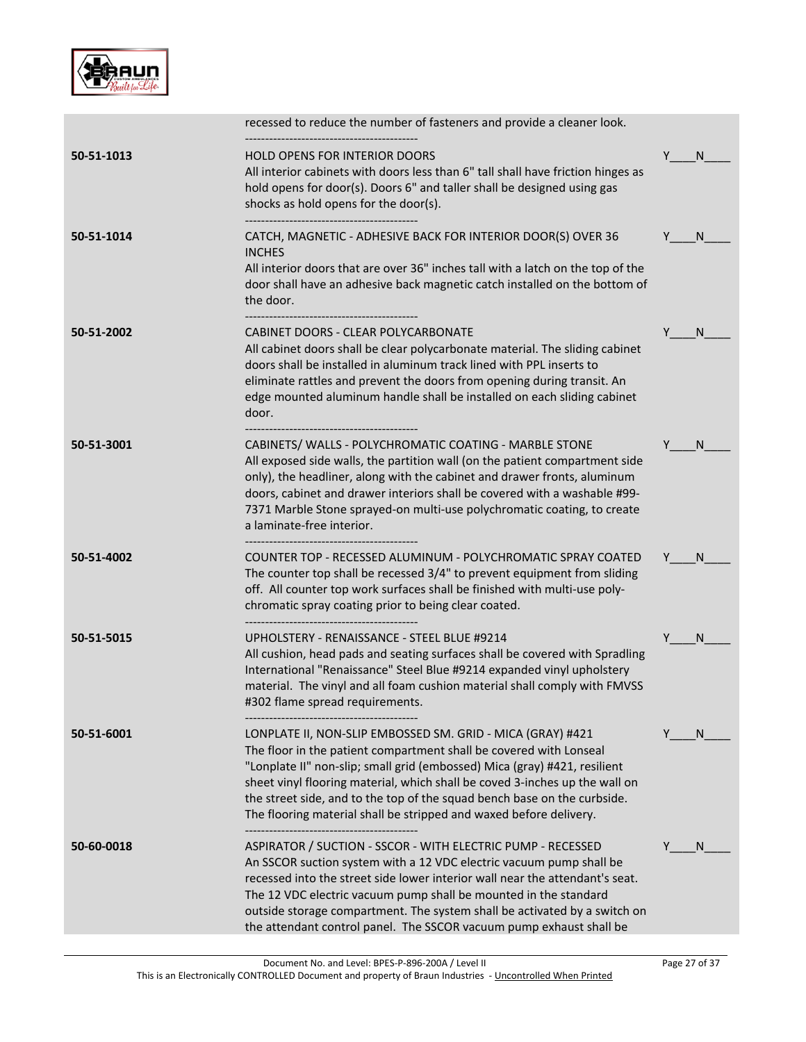| | | |
|---|---|---|
| | recessed to reduce the number of fasteners and provide a cleaner look. | |
| **50-51-1013** | HOLD OPENS FOR INTERIOR DOORS<br>All interior cabinets with doors less than 6" tall shall have friction hinges as hold opens for door(s). Doors 6" and taller shall be designed using gas shocks as hold opens for the door(s). | Y____N____ |
| **50-51-1014** | CATCH, MAGNETIC - ADHESIVE BACK FOR INTERIOR DOOR(S) OVER 36 INCHES<br>All interior doors that are over 36" inches tall with a latch on the top of the door shall have an adhesive back magnetic catch installed on the bottom of the door. | Y____N____ |
| **50-51-2002** | CABINET DOORS - CLEAR POLYCARBONATE<br>All cabinet doors shall be clear polycarbonate material. The sliding cabinet doors shall be installed in aluminum track lined with PPL inserts to eliminate rattles and prevent the doors from opening during transit. An edge mounted aluminum handle shall be installed on each sliding cabinet door. | Y____N____ |
| **50-51-3001** | CABINETS/ WALLS - POLYCHROMATIC COATING - MARBLE STONE<br>All exposed side walls, the partition wall (on the patient compartment side only), the headliner, along with the cabinet and drawer fronts, aluminum doors, cabinet and drawer interiors shall be covered with a washable #99-7371 Marble Stone sprayed-on multi-use polychromatic coating, to create a laminate-free interior. | Y____N____ |
| **50-51-4002** | COUNTER TOP - RECESSED ALUMINUM - POLYCHROMATIC SPRAY COATED<br>The counter top shall be recessed 3/4" to prevent equipment from sliding off. All counter top work surfaces shall be finished with multi-use poly-chromatic spray coating prior to being clear coated. | Y____N____ |
| **50-51-5015** | UPHOLSTERY - RENAISSANCE - STEEL BLUE #9214<br>All cushion, head pads and seating surfaces shall be covered with Spradling International "Renaissance" Steel Blue #9214 expanded vinyl upholstery material. The vinyl and all foam cushion material shall comply with FMVSS #302 flame spread requirements. | Y____N____ |
| **50-51-6001** | LONPLATE II, NON-SLIP EMBOSSED SM. GRID - MICA (GRAY) #421<br>The floor in the patient compartment shall be covered with Lonseal "Lonplate II" non-slip; small grid (embossed) Mica (gray) #421, resilient sheet vinyl flooring material, which shall be coved 3-inches up the wall on the street side, and to the top of the squad bench base on the curbside. The flooring material shall be stripped and waxed before delivery. | Y____N____ |
| **50-60-0018** | ASPIRATOR / SUCTION - SSCOR - WITH ELECTRIC PUMP - RECESSED<br>An SSCOR suction system with a 12 VDC electric vacuum pump shall be recessed into the street side lower interior wall near the attendant's seat. The 12 VDC electric vacuum pump shall be mounted in the standard outside storage compartment. The system shall be activated by a switch on the attendant control panel. The SSCOR vacuum pump exhaust shall be | Y____N____ |

Document No. and Level: BPES-P-896-200A / Level II
This is an Electronically CONTROLLED Document and property of Braun Industries - Uncontrolled When Printed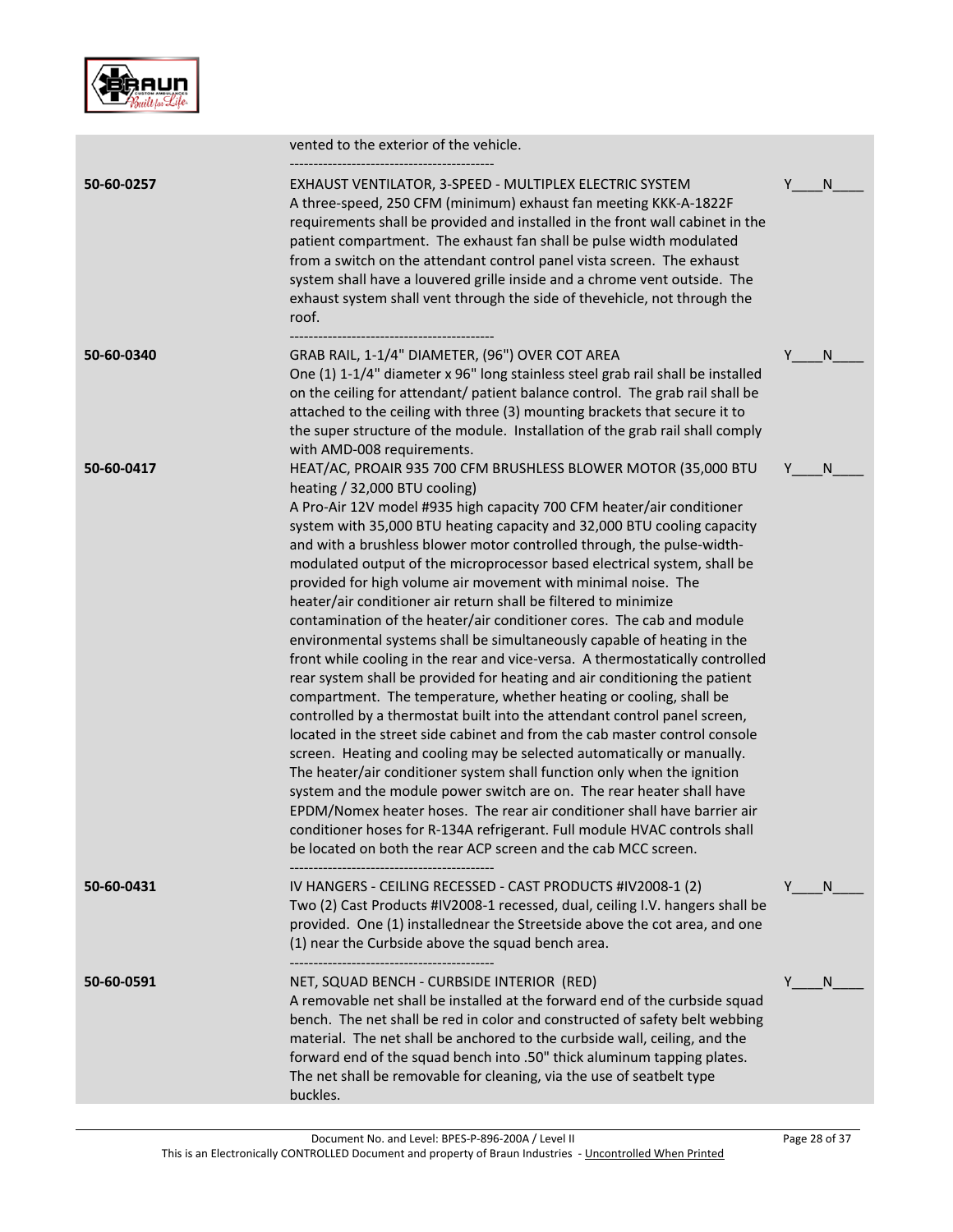| | | |
|---|---|---|
| | vented to the exterior of the vehicle.<br>------------------------------------------- | |
| **50-60-0257** | EXHAUST VENTILATOR, 3-SPEED - MULTIPLEX ELECTRIC SYSTEM<br>A three-speed, 250 CFM (minimum) exhaust fan meeting KKK-A-1822F requirements shall be provided and installed in the front wall cabinet in the patient compartment. The exhaust fan shall be pulse width modulated from a switch on the attendant control panel vista screen. The exhaust system shall have a louvered grille inside and a chrome vent outside. The exhaust system shall vent through the side of thevehicle, not through the roof.<br>------------------------------------------- | Y____N____ |
| **50-60-0340** | GRAB RAIL, 1-1/4" DIAMETER, (96") OVER COT AREA<br>One (1) 1-1/4" diameter x 96" long stainless steel grab rail shall be installed on the ceiling for attendant/ patient balance control. The grab rail shall be attached to the ceiling with three (3) mounting brackets that secure it to the super structure of the module. Installation of the grab rail shall comply with AMD-008 requirements. | Y____N____ |
| **50-60-0417** | HEAT/AC, PROAIR 935 700 CFM BRUSHLESS BLOWER MOTOR (35,000 BTU heating / 32,000 BTU cooling)<br>A Pro-Air 12V model #935 high capacity 700 CFM heater/air conditioner system with 35,000 BTU heating capacity and 32,000 BTU cooling capacity and with a brushless blower motor controlled through, the pulse-width-modulated output of the microprocessor based electrical system, shall be provided for high volume air movement with minimal noise. The heater/air conditioner air return shall be filtered to minimize contamination of the heater/air conditioner cores. The cab and module environmental systems shall be simultaneously capable of heating in the front while cooling in the rear and vice-versa. A thermostatically controlled rear system shall be provided for heating and air conditioning the patient compartment. The temperature, whether heating or cooling, shall be controlled by a thermostat built into the attendant control panel screen, located in the street side cabinet and from the cab master control console screen. Heating and cooling may be selected automatically or manually. The heater/air conditioner system shall function only when the ignition system and the module power switch are on. The rear heater shall have EPDM/Nomex heater hoses. The rear air conditioner shall have barrier air conditioner hoses for R-134A refrigerant. Full module HVAC controls shall be located on both the rear ACP screen and the cab MCC screen.<br>------------------------------------------- | Y____N____ |
| **50-60-0431** | IV HANGERS - CEILING RECESSED - CAST PRODUCTS #IV2008-1 (2)<br>Two (2) Cast Products #IV2008-1 recessed, dual, ceiling I.V. hangers shall be provided. One (1) installednear the Streetside above the cot area, and one (1) near the Curbside above the squad bench area.<br>------------------------------------------- | Y____N____ |
| **50-60-0591** | NET, SQUAD BENCH - CURBSIDE INTERIOR (RED)<br>A removable net shall be installed at the forward end of the curbside squad bench. The net shall be red in color and constructed of safety belt webbing material. The net shall be anchored to the curbside wall, ceiling, and the forward end of the squad bench into .50" thick aluminum tapping plates. The net shall be removable for cleaning, via the use of seatbelt type buckles. | Y____N____ |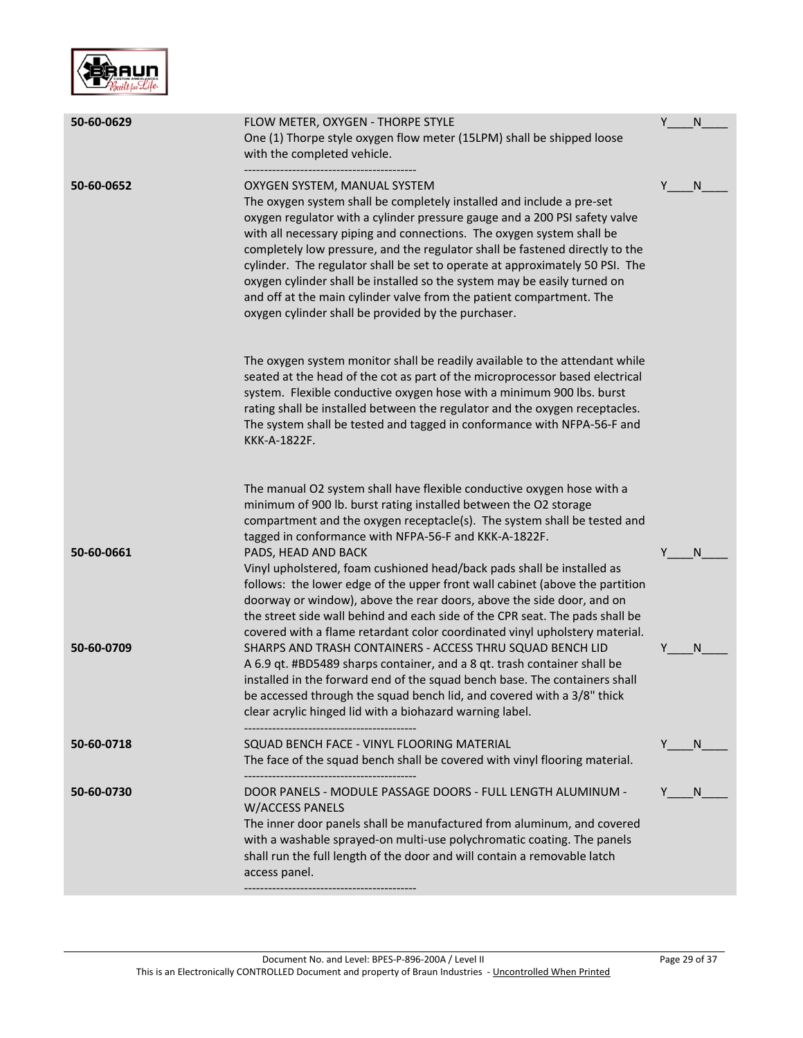| | | |
|---|---|---|
| **50-60-0629** | FLOW METER, OXYGEN - THORPE STYLE<br>One (1) Thorpe style oxygen flow meter (15LPM) shall be shipped loose with the completed vehicle.<br>------------------------------------------- | Y____N____ |
| **50-60-0652** | OXYGEN SYSTEM, MANUAL SYSTEM<br>The oxygen system shall be completely installed and include a pre-set oxygen regulator with a cylinder pressure gauge and a 200 PSI safety valve with all necessary piping and connections. The oxygen system shall be completely low pressure, and the regulator shall be fastened directly to the cylinder. The regulator shall be set to operate at approximately 50 PSI. The oxygen cylinder shall be installed so the system may be easily turned on and off at the main cylinder valve from the patient compartment. The oxygen cylinder shall be provided by the purchaser.<br><br>The oxygen system monitor shall be readily available to the attendant while seated at the head of the cot as part of the microprocessor based electrical system. Flexible conductive oxygen hose with a minimum 900 lbs. burst rating shall be installed between the regulator and the oxygen receptacles. The system shall be tested and tagged in conformance with NFPA-56-F and KKK-A-1822F.<br><br>The manual O2 system shall have flexible conductive oxygen hose with a minimum of 900 lb. burst rating installed between the O2 storage compartment and the oxygen receptacle(s). The system shall be tested and tagged in conformance with NFPA-56-F and KKK-A-1822F. | Y____N____ |
| **50-60-0661** | PADS, HEAD AND BACK<br>Vinyl upholstered, foam cushioned head/back pads shall be installed as follows: the lower edge of the upper front wall cabinet (above the partition doorway or window), above the rear doors, above the side door, and on the street side wall behind and each side of the CPR seat. The pads shall be covered with a flame retardant color coordinated vinyl upholstery material. | Y____N____ |
| **50-60-0709** | SHARPS AND TRASH CONTAINERS - ACCESS THRU SQUAD BENCH LID<br>A 6.9 qt. #BD5489 sharps container, and a 8 qt. trash container shall be installed in the forward end of the squad bench base. The containers shall be accessed through the squad bench lid, and covered with a 3/8" thick clear acrylic hinged lid with a biohazard warning label.<br>------------------------------------------- | Y____N____ |
| **50-60-0718** | SQUAD BENCH FACE - VINYL FLOORING MATERIAL<br>The face of the squad bench shall be covered with vinyl flooring material.<br>------------------------------------------- | Y____N____ |
| **50-60-0730** | DOOR PANELS - MODULE PASSAGE DOORS - FULL LENGTH ALUMINUM - W/ACCESS PANELS<br>The inner door panels shall be manufactured from aluminum, and covered with a washable sprayed-on multi-use polychromatic coating. The panels shall run the full length of the door and will contain a removable latch access panel.<br>------------------------------------------- | Y____N____ |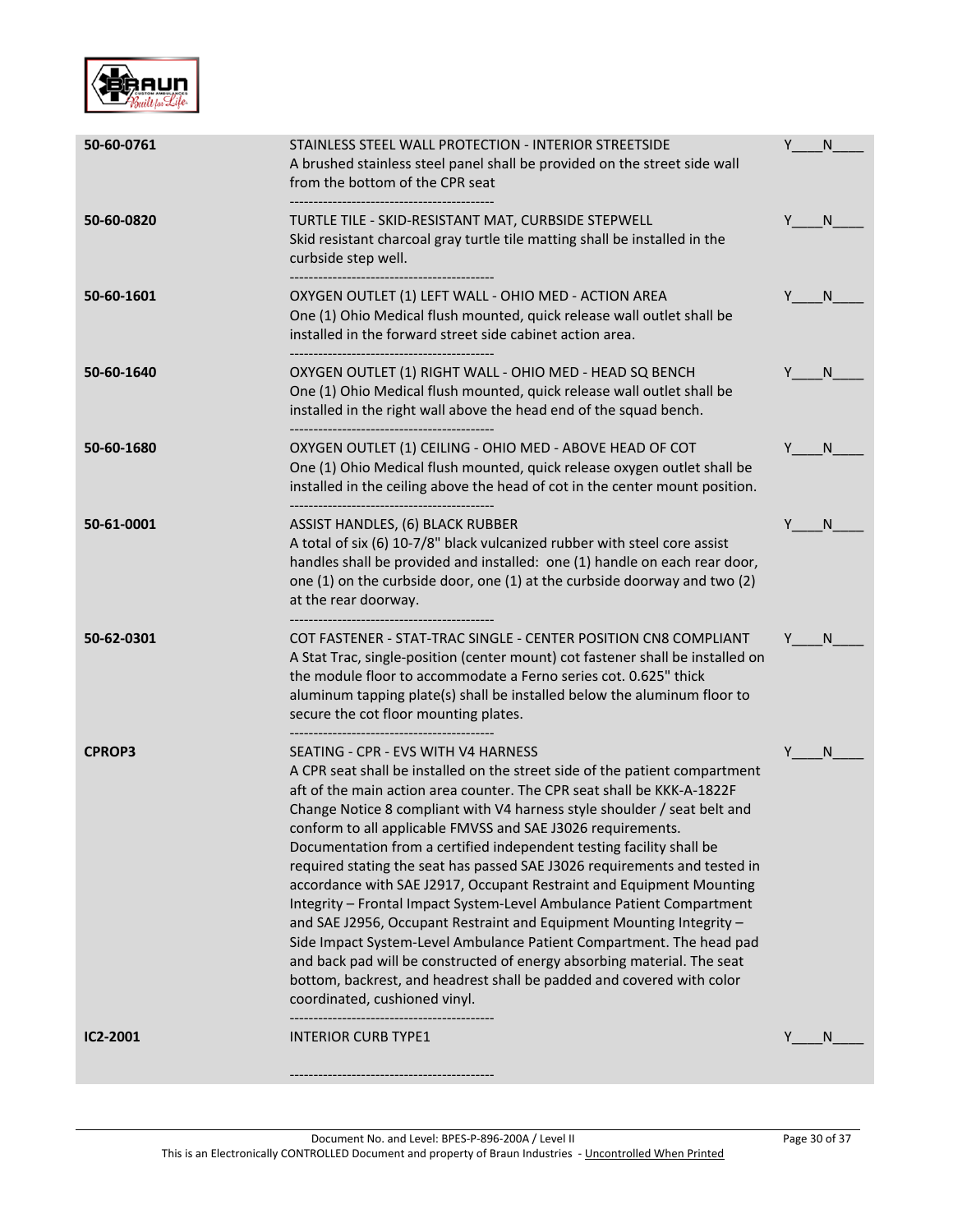| | | |
|---|---|---|
| **50-60-0761** | STAINLESS STEEL WALL PROTECTION - INTERIOR STREETSIDE<br>A brushed stainless steel panel shall be provided on the street side wall from the bottom of the CPR seat<br>------------------------------------------- | Y____N____ |
| **50-60-0820** | TURTLE TILE - SKID-RESISTANT MAT, CURBSIDE STEPWELL<br>Skid resistant charcoal gray turtle tile matting shall be installed in the curbside step well.<br>------------------------------------------- | Y____N____ |
| **50-60-1601** | OXYGEN OUTLET (1) LEFT WALL - OHIO MED - ACTION AREA<br>One (1) Ohio Medical flush mounted, quick release wall outlet shall be installed in the forward street side cabinet action area.<br>------------------------------------------- | Y____N____ |
| **50-60-1640** | OXYGEN OUTLET (1) RIGHT WALL - OHIO MED - HEAD SQ BENCH<br>One (1) Ohio Medical flush mounted, quick release wall outlet shall be installed in the right wall above the head end of the squad bench.<br>------------------------------------------- | Y____N____ |
| **50-60-1680** | OXYGEN OUTLET (1) CEILING - OHIO MED - ABOVE HEAD OF COT<br>One (1) Ohio Medical flush mounted, quick release oxygen outlet shall be installed in the ceiling above the head of cot in the center mount position.<br>------------------------------------------- | Y____N____ |
| **50-61-0001** | ASSIST HANDLES, (6) BLACK RUBBER<br>A total of six (6) 10-7/8" black vulcanized rubber with steel core assist handles shall be provided and installed: one (1) handle on each rear door, one (1) on the curbside door, one (1) at the curbside doorway and two (2) at the rear doorway.<br>------------------------------------------- | Y____N____ |
| **50-62-0301** | COT FASTENER - STAT-TRAC SINGLE - CENTER POSITION CN8 COMPLIANT<br>A Stat Trac, single-position (center mount) cot fastener shall be installed on the module floor to accommodate a Ferno series cot. 0.625" thick aluminum tapping plate(s) shall be installed below the aluminum floor to secure the cot floor mounting plates.<br>------------------------------------------- | Y____N____ |
| **CPROP3** | SEATING - CPR - EVS WITH V4 HARNESS<br>A CPR seat shall be installed on the street side of the patient compartment aft of the main action area counter. The CPR seat shall be KKK-A-1822F Change Notice 8 compliant with V4 harness style shoulder / seat belt and conform to all applicable FMVSS and SAE J3026 requirements. Documentation from a certified independent testing facility shall be required stating the seat has passed SAE J3026 requirements and tested in accordance with SAE J2917, Occupant Restraint and Equipment Mounting Integrity – Frontal Impact System-Level Ambulance Patient Compartment and SAE J2956, Occupant Restraint and Equipment Mounting Integrity – Side Impact System-Level Ambulance Patient Compartment. The head pad and back pad will be constructed of energy absorbing material. The seat bottom, backrest, and headrest shall be padded and covered with color coordinated, cushioned vinyl.<br>------------------------------------------- | Y____N____ |
| **IC2-2001** | INTERIOR CURB TYPE1<br>------------------------------------------- | Y____N____ |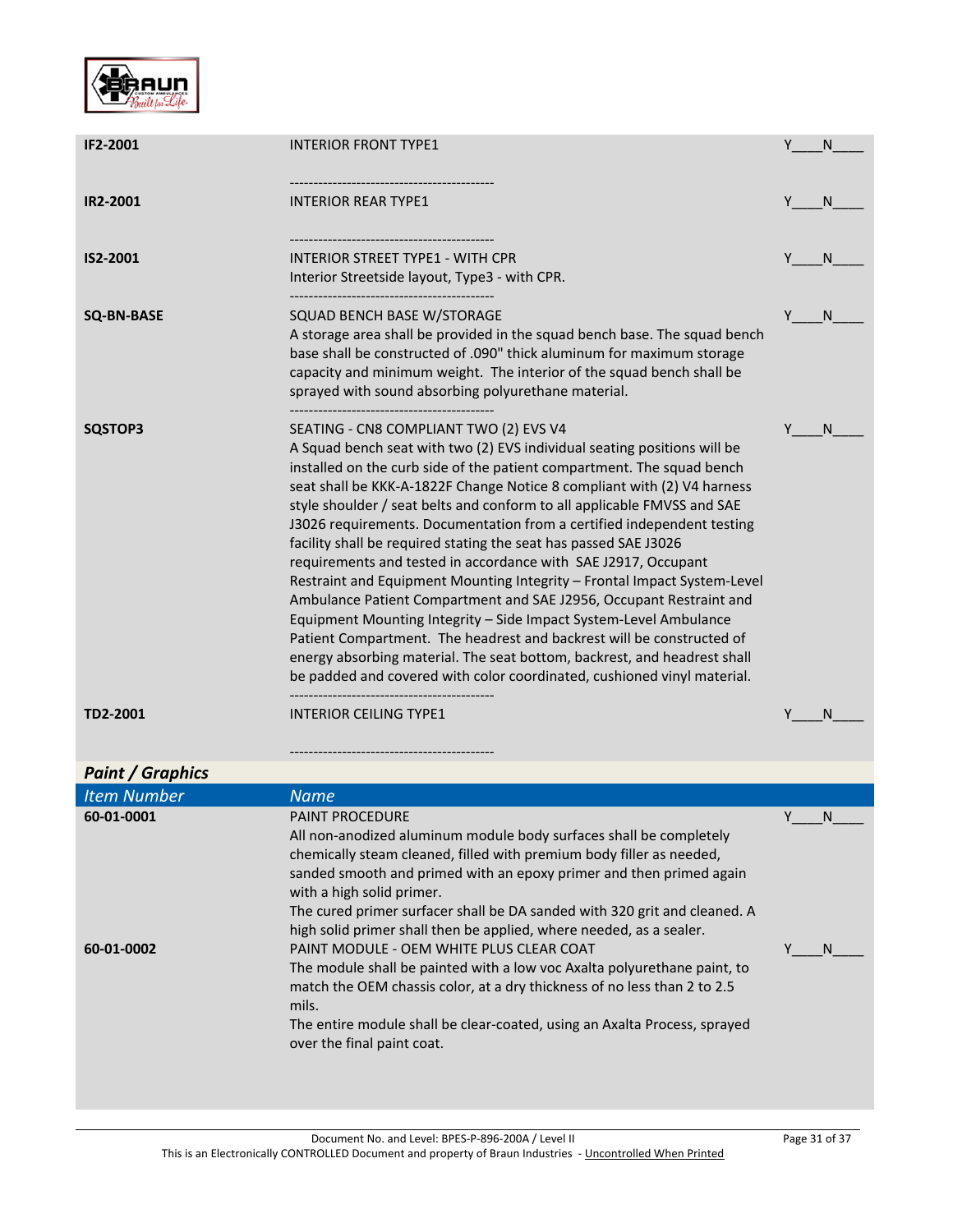| | | |
|---|---|---|
| **IF2-2001** | INTERIOR FRONT TYPE1<br>------------------------------------------- | Y____N____ |
| **IR2-2001** | INTERIOR REAR TYPE1<br>------------------------------------------- | Y____N____ |
| **IS2-2001** | INTERIOR STREET TYPE1 - WITH CPR<br>Interior Streetside layout, Type3 - with CPR.<br>------------------------------------------- | Y____N____ |
| **SQ-BN-BASE** | SQUAD BENCH BASE W/STORAGE<br>A storage area shall be provided in the squad bench base. The squad bench base shall be constructed of .090" thick aluminum for maximum storage capacity and minimum weight. The interior of the squad bench shall be sprayed with sound absorbing polyurethane material.<br>------------------------------------------- | Y____N____ |
| **SQSTOP3** | SEATING - CN8 COMPLIANT TWO (2) EVS V4<br>A Squad bench seat with two (2) EVS individual seating positions will be installed on the curb side of the patient compartment. The squad bench seat shall be KKK-A-1822F Change Notice 8 compliant with (2) V4 harness style shoulder / seat belts and conform to all applicable FMVSS and SAE J3026 requirements. Documentation from a certified independent testing facility shall be required stating the seat has passed SAE J3026 requirements and tested in accordance with SAE J2917, Occupant Restraint and Equipment Mounting Integrity – Frontal Impact System-Level Ambulance Patient Compartment and SAE J2956, Occupant Restraint and Equipment Mounting Integrity – Side Impact System-Level Ambulance Patient Compartment. The headrest and backrest will be constructed of energy absorbing material. The seat bottom, backrest, and headrest shall be padded and covered with color coordinated, cushioned vinyl material.<br>------------------------------------------- | Y____N____ |
| **TD2-2001** | INTERIOR CEILING TYPE1<br>------------------------------------------- | Y____N____ |

***Paint / Graphics***

| *Item Number* | *Name* | |
|---|---|---|
| **60-01-0001** | PAINT PROCEDURE<br>All non-anodized aluminum module body surfaces shall be completely chemically steam cleaned, filled with premium body filler as needed, sanded smooth and primed with an epoxy primer and then primed again with a high solid primer.<br>The cured primer surfacer shall be DA sanded with 320 grit and cleaned. A high solid primer shall then be applied, where needed, as a sealer. | Y____N____ |
| **60-01-0002** | PAINT MODULE - OEM WHITE PLUS CLEAR COAT<br>The module shall be painted with a low voc Axalta polyurethane paint, to match the OEM chassis color, at a dry thickness of no less than 2 to 2.5 mils.<br>The entire module shall be clear-coated, using an Axalta Process, sprayed over the final paint coat. | Y____N____ |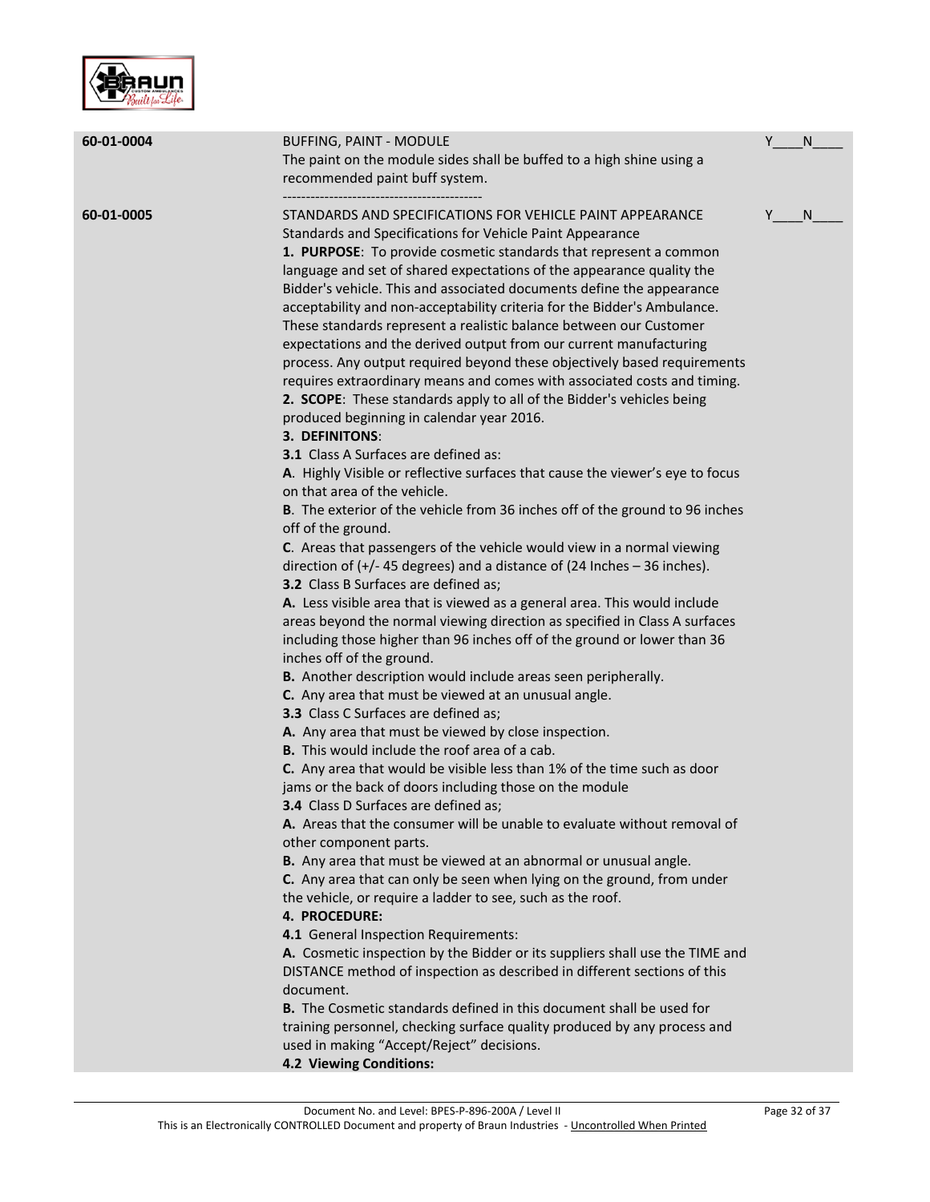| | | |
|---|---|---|
| **60-01-0004** | BUFFING, PAINT - MODULE<br>The paint on the module sides shall be buffed to a high shine using a recommended paint buff system.<br>------------------------------------------- | Y____N____ |
| **60-01-0005** | STANDARDS AND SPECIFICATIONS FOR VEHICLE PAINT APPEARANCE<br>Standards and Specifications for Vehicle Paint Appearance<br>**1. PURPOSE**: To provide cosmetic standards that represent a common language and set of shared expectations of the appearance quality the Bidder's vehicle. This and associated documents define the appearance acceptability and non-acceptability criteria for the Bidder's Ambulance. These standards represent a realistic balance between our Customer expectations and the derived output from our current manufacturing process. Any output required beyond these objectively based requirements requires extraordinary means and comes with associated costs and timing.<br>**2. SCOPE**: These standards apply to all of the Bidder's vehicles being produced beginning in calendar year 2016.<br>**3. DEFINITONS**:<br>**3.1** Class A Surfaces are defined as:<br>**A**. Highly Visible or reflective surfaces that cause the viewer's eye to focus on that area of the vehicle.<br>**B**. The exterior of the vehicle from 36 inches off of the ground to 96 inches off of the ground.<br>**C**. Areas that passengers of the vehicle would view in a normal viewing direction of (+/- 45 degrees) and a distance of (24 Inches – 36 inches).<br>**3.2** Class B Surfaces are defined as;<br>**A.** Less visible area that is viewed as a general area. This would include areas beyond the normal viewing direction as specified in Class A surfaces including those higher than 96 inches off of the ground or lower than 36 inches off of the ground.<br>**B.** Another description would include areas seen peripherally.<br>**C.** Any area that must be viewed at an unusual angle.<br>**3.3** Class C Surfaces are defined as;<br>**A.** Any area that must be viewed by close inspection.<br>**B.** This would include the roof area of a cab.<br>**C.** Any area that would be visible less than 1% of the time such as door jams or the back of doors including those on the module<br>**3.4** Class D Surfaces are defined as;<br>**A.** Areas that the consumer will be unable to evaluate without removal of other component parts.<br>**B.** Any area that must be viewed at an abnormal or unusual angle.<br>**C.** Any area that can only be seen when lying on the ground, from under the vehicle, or require a ladder to see, such as the roof.<br>**4. PROCEDURE:**<br>**4.1** General Inspection Requirements:<br>**A.** Cosmetic inspection by the Bidder or its suppliers shall use the TIME and DISTANCE method of inspection as described in different sections of this document.<br>**B.** The Cosmetic standards defined in this document shall be used for training personnel, checking surface quality produced by any process and used in making "Accept/Reject" decisions.<br>**4.2 Viewing Conditions:** | Y____N____ |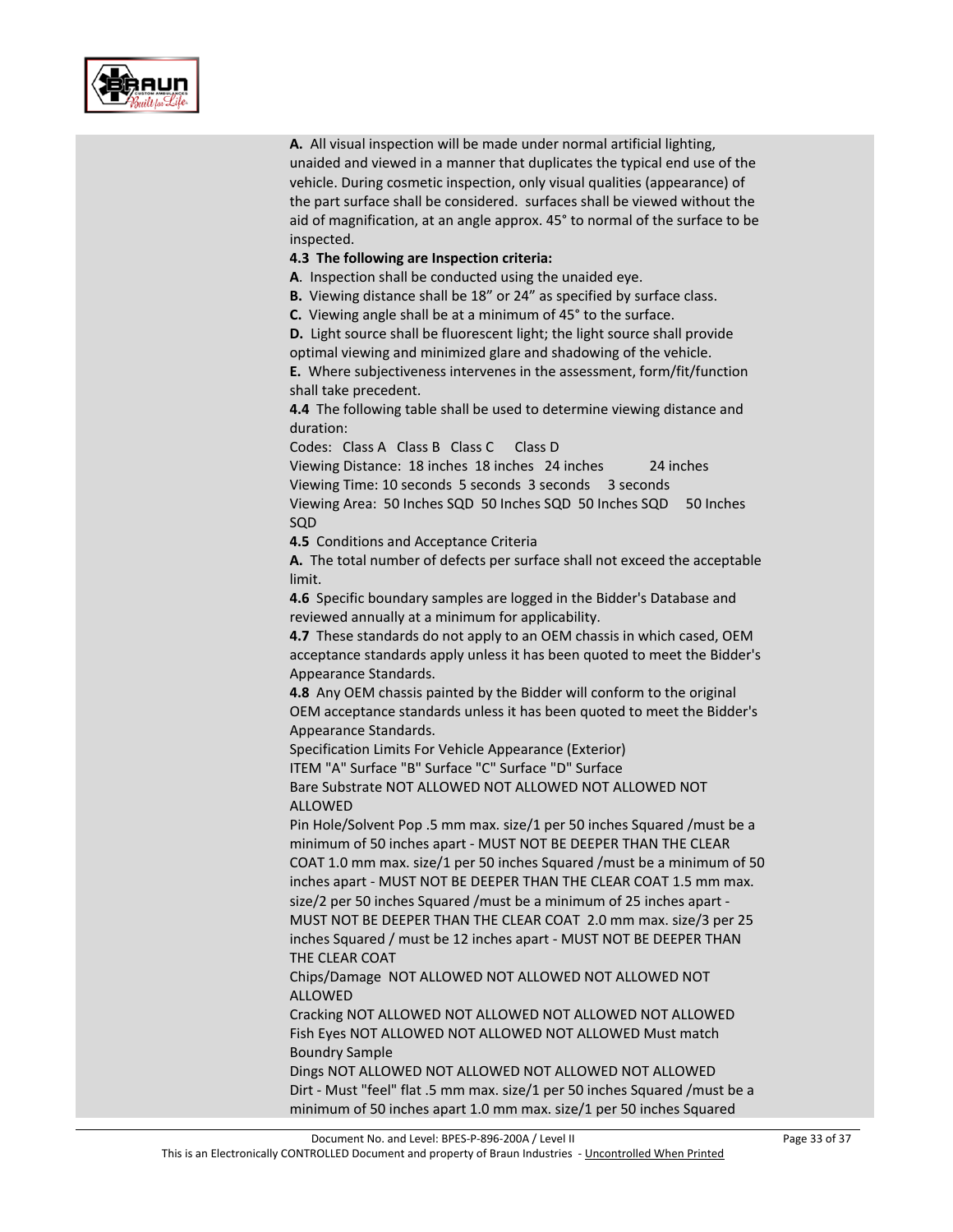**A.** All visual inspection will be made under normal artificial lighting, unaided and viewed in a manner that duplicates the typical end use of the vehicle. During cosmetic inspection, only visual qualities (appearance) of the part surface shall be considered. surfaces shall be viewed without the aid of magnification, at an angle approx. 45° to normal of the surface to be inspected.

**4.3 The following are Inspection criteria:**

**A**. Inspection shall be conducted using the unaided eye.

**B.** Viewing distance shall be 18" or 24" as specified by surface class.

**C.** Viewing angle shall be at a minimum of 45° to the surface.

**D.** Light source shall be fluorescent light; the light source shall provide optimal viewing and minimized glare and shadowing of the vehicle.

**E.** Where subjectiveness intervenes in the assessment, form/fit/function shall take precedent.

**4.4** The following table shall be used to determine viewing distance and duration:

| Codes: | Class A | Class B | Class C | Class D |
|---|---|---|---|---|
| Viewing Distance: | 18 inches | 18 inches | 24 inches | 24 inches |
| Viewing Time: | 10 seconds | 5 seconds | 3 seconds | 3 seconds |
| Viewing Area: | 50 Inches SQD | 50 Inches SQD | 50 Inches SQD | 50 Inches SQD |

**4.5** Conditions and Acceptance Criteria

**A.** The total number of defects per surface shall not exceed the acceptable limit.

**4.6** Specific boundary samples are logged in the Bidder's Database and reviewed annually at a minimum for applicability.

**4.7** These standards do not apply to an OEM chassis in which cased, OEM acceptance standards apply unless it has been quoted to meet the Bidder's Appearance Standards.

**4.8** Any OEM chassis painted by the Bidder will conform to the original OEM acceptance standards unless it has been quoted to meet the Bidder's Appearance Standards.

Specification Limits For Vehicle Appearance (Exterior)

| ITEM | "A" Surface | "B" Surface | "C" Surface | "D" Surface |
|---|---|---|---|---|
| Bare Substrate | NOT ALLOWED | NOT ALLOWED | NOT ALLOWED | NOT ALLOWED |
| Pin Hole/Solvent Pop | .5 mm max. size/1 per 50 inches Squared /must be a minimum of 50 inches apart - MUST NOT BE DEEPER THAN THE CLEAR COAT | 1.0 mm max. size/1 per 50 inches Squared /must be a minimum of 50 inches apart - MUST NOT BE DEEPER THAN THE CLEAR COAT | 1.5 mm max. size/2 per 50 inches Squared /must be a minimum of 25 inches apart - MUST NOT BE DEEPER THAN THE CLEAR COAT | 2.0 mm max. size/3 per 25 inches Squared / must be 12 inches apart - MUST NOT BE DEEPER THAN THE CLEAR COAT |
| Chips/Damage | NOT ALLOWED | NOT ALLOWED | NOT ALLOWED | NOT ALLOWED |
| Cracking | NOT ALLOWED | NOT ALLOWED | NOT ALLOWED | NOT ALLOWED |
| Fish Eyes | NOT ALLOWED | NOT ALLOWED | NOT ALLOWED | Must match Boundry Sample |
| Dings | NOT ALLOWED | NOT ALLOWED | NOT ALLOWED | NOT ALLOWED |
| Dirt - Must "feel" flat | .5 mm max. size/1 per 50 inches Squared /must be a minimum of 50 inches apart | 1.0 mm max. size/1 per 50 inches Squared | | |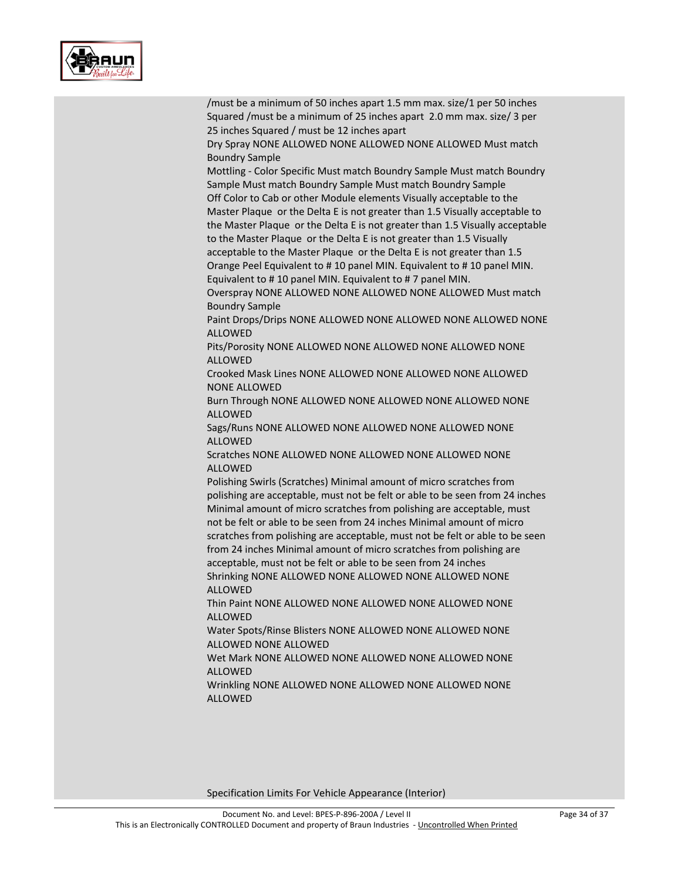/must be a minimum of 50 inches apart 1.5 mm max. size/1 per 50 inches Squared /must be a minimum of 25 inches apart 2.0 mm max. size/ 3 per 25 inches Squared / must be 12 inches apart

Dry Spray NONE ALLOWED NONE ALLOWED NONE ALLOWED Must match Boundry Sample

Mottling - Color Specific Must match Boundry Sample Must match Boundry Sample Must match Boundry Sample Must match Boundry Sample

Off Color to Cab or other Module elements Visually acceptable to the Master Plaque or the Delta E is not greater than 1.5 Visually acceptable to the Master Plaque or the Delta E is not greater than 1.5 Visually acceptable to the Master Plaque or the Delta E is not greater than 1.5 Visually acceptable to the Master Plaque or the Delta E is not greater than 1.5

Orange Peel Equivalent to # 10 panel MIN. Equivalent to # 10 panel MIN. Equivalent to # 10 panel MIN. Equivalent to # 7 panel MIN.

Overspray NONE ALLOWED NONE ALLOWED NONE ALLOWED Must match Boundry Sample

Paint Drops/Drips NONE ALLOWED NONE ALLOWED NONE ALLOWED NONE ALLOWED

Pits/Porosity NONE ALLOWED NONE ALLOWED NONE ALLOWED NONE ALLOWED

Crooked Mask Lines NONE ALLOWED NONE ALLOWED NONE ALLOWED NONE ALLOWED

Burn Through NONE ALLOWED NONE ALLOWED NONE ALLOWED NONE ALLOWED

Sags/Runs NONE ALLOWED NONE ALLOWED NONE ALLOWED NONE ALLOWED

Scratches NONE ALLOWED NONE ALLOWED NONE ALLOWED NONE ALLOWED

Polishing Swirls (Scratches) Minimal amount of micro scratches from polishing are acceptable, must not be felt or able to be seen from 24 inches Minimal amount of micro scratches from polishing are acceptable, must not be felt or able to be seen from 24 inches Minimal amount of micro scratches from polishing are acceptable, must not be felt or able to be seen from 24 inches Minimal amount of micro scratches from polishing are acceptable, must not be felt or able to be seen from 24 inches

Shrinking NONE ALLOWED NONE ALLOWED NONE ALLOWED NONE ALLOWED

Thin Paint NONE ALLOWED NONE ALLOWED NONE ALLOWED NONE ALLOWED

Water Spots/Rinse Blisters NONE ALLOWED NONE ALLOWED NONE ALLOWED NONE ALLOWED

Wet Mark NONE ALLOWED NONE ALLOWED NONE ALLOWED NONE ALLOWED

Wrinkling NONE ALLOWED NONE ALLOWED NONE ALLOWED NONE ALLOWED

Specification Limits For Vehicle Appearance (Interior)

Document No. and Level: BPES-P-896-200A / Level II

This is an Electronically CONTROLLED Document and property of Braun Industries - Uncontrolled When Printed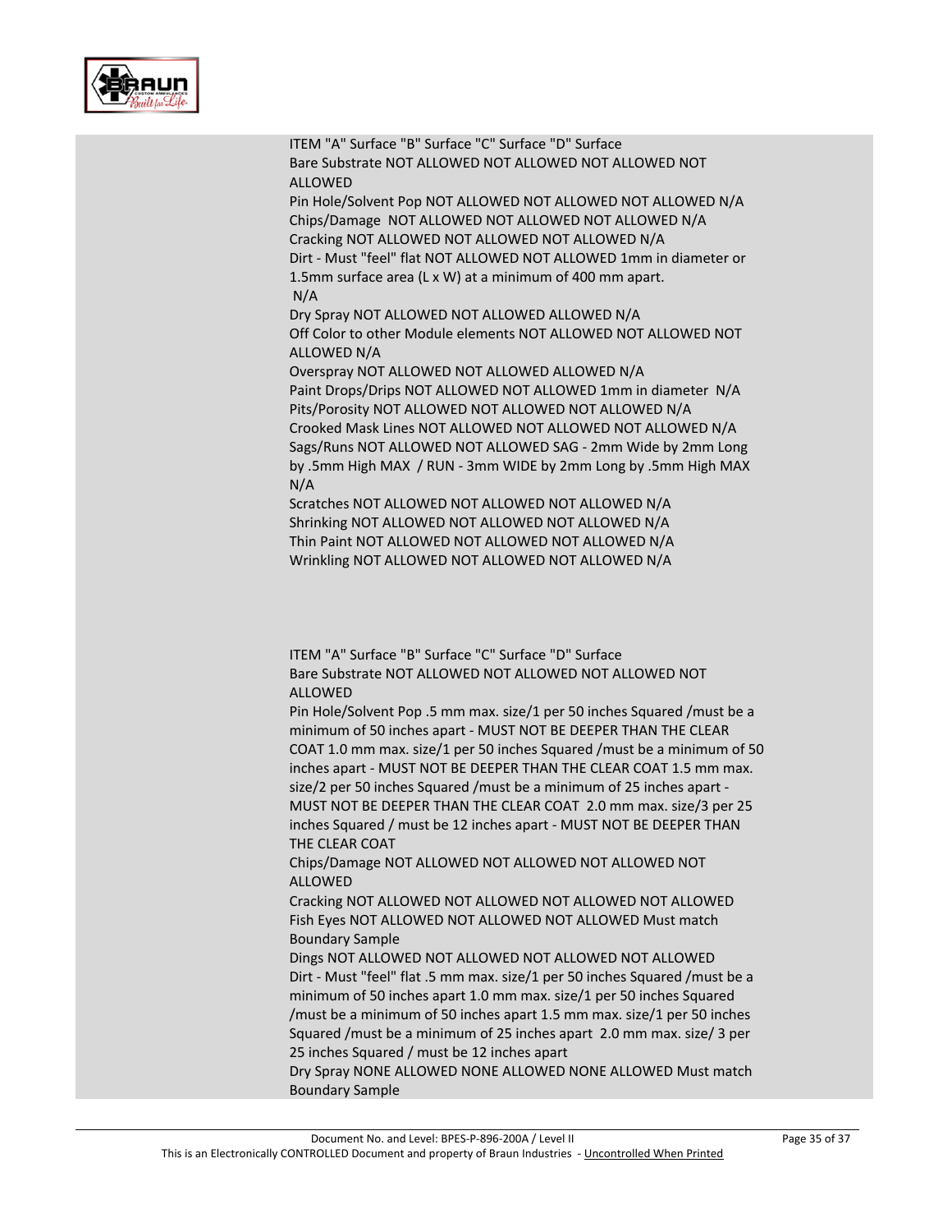ITEM "A" Surface "B" Surface "C" Surface "D" Surface
Bare Substrate NOT ALLOWED NOT ALLOWED NOT ALLOWED NOT ALLOWED
Pin Hole/Solvent Pop NOT ALLOWED NOT ALLOWED NOT ALLOWED N/A
Chips/Damage NOT ALLOWED NOT ALLOWED NOT ALLOWED N/A
Cracking NOT ALLOWED NOT ALLOWED NOT ALLOWED N/A
Dirt - Must "feel" flat NOT ALLOWED NOT ALLOWED 1mm in diameter or 1.5mm surface area (L x W) at a minimum of 400 mm apart.
N/A
Dry Spray NOT ALLOWED NOT ALLOWED ALLOWED N/A
Off Color to other Module elements NOT ALLOWED NOT ALLOWED NOT ALLOWED N/A
Overspray NOT ALLOWED NOT ALLOWED ALLOWED N/A
Paint Drops/Drips NOT ALLOWED NOT ALLOWED 1mm in diameter N/A
Pits/Porosity NOT ALLOWED NOT ALLOWED NOT ALLOWED N/A
Crooked Mask Lines NOT ALLOWED NOT ALLOWED NOT ALLOWED N/A
Sags/Runs NOT ALLOWED NOT ALLOWED SAG - 2mm Wide by 2mm Long by .5mm High MAX / RUN - 3mm WIDE by 2mm Long by .5mm High MAX N/A
Scratches NOT ALLOWED NOT ALLOWED NOT ALLOWED N/A
Shrinking NOT ALLOWED NOT ALLOWED NOT ALLOWED N/A
Thin Paint NOT ALLOWED NOT ALLOWED NOT ALLOWED N/A
Wrinkling NOT ALLOWED NOT ALLOWED NOT ALLOWED N/A

ITEM "A" Surface "B" Surface "C" Surface "D" Surface
Bare Substrate NOT ALLOWED NOT ALLOWED NOT ALLOWED NOT ALLOWED
Pin Hole/Solvent Pop .5 mm max. size/1 per 50 inches Squared /must be a minimum of 50 inches apart - MUST NOT BE DEEPER THAN THE CLEAR COAT 1.0 mm max. size/1 per 50 inches Squared /must be a minimum of 50 inches apart - MUST NOT BE DEEPER THAN THE CLEAR COAT 1.5 mm max. size/2 per 50 inches Squared /must be a minimum of 25 inches apart - MUST NOT BE DEEPER THAN THE CLEAR COAT 2.0 mm max. size/3 per 25 inches Squared / must be 12 inches apart - MUST NOT BE DEEPER THAN THE CLEAR COAT
Chips/Damage NOT ALLOWED NOT ALLOWED NOT ALLOWED NOT ALLOWED
Cracking NOT ALLOWED NOT ALLOWED NOT ALLOWED NOT ALLOWED
Fish Eyes NOT ALLOWED NOT ALLOWED NOT ALLOWED Must match Boundary Sample
Dings NOT ALLOWED NOT ALLOWED NOT ALLOWED NOT ALLOWED
Dirt - Must "feel" flat .5 mm max. size/1 per 50 inches Squared /must be a minimum of 50 inches apart 1.0 mm max. size/1 per 50 inches Squared /must be a minimum of 50 inches apart 1.5 mm max. size/1 per 50 inches Squared /must be a minimum of 25 inches apart 2.0 mm max. size/ 3 per 25 inches Squared / must be 12 inches apart
Dry Spray NONE ALLOWED NONE ALLOWED NONE ALLOWED Must match Boundary Sample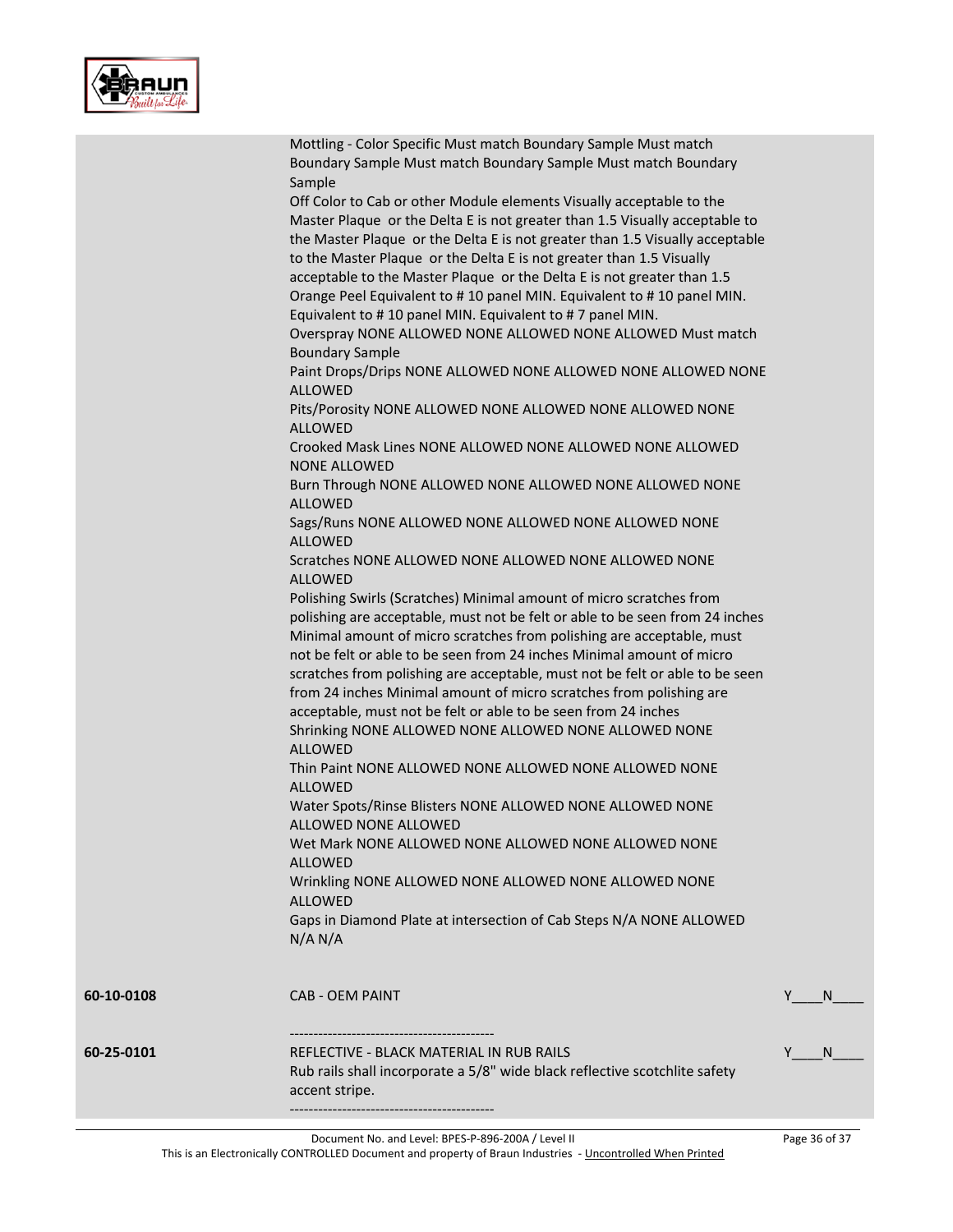Mottling - Color Specific Must match Boundary Sample Must match Boundary Sample Must match Boundary Sample Must match Boundary Sample

Off Color to Cab or other Module elements Visually acceptable to the Master Plaque or the Delta E is not greater than 1.5 Visually acceptable to the Master Plaque or the Delta E is not greater than 1.5 Visually acceptable to the Master Plaque or the Delta E is not greater than 1.5 Visually acceptable to the Master Plaque or the Delta E is not greater than 1.5

Orange Peel Equivalent to # 10 panel MIN. Equivalent to # 10 panel MIN. Equivalent to # 10 panel MIN. Equivalent to # 7 panel MIN.

Overspray NONE ALLOWED NONE ALLOWED NONE ALLOWED Must match Boundary Sample

Paint Drops/Drips NONE ALLOWED NONE ALLOWED NONE ALLOWED NONE ALLOWED

Pits/Porosity NONE ALLOWED NONE ALLOWED NONE ALLOWED NONE ALLOWED

Crooked Mask Lines NONE ALLOWED NONE ALLOWED NONE ALLOWED NONE ALLOWED

Burn Through NONE ALLOWED NONE ALLOWED NONE ALLOWED NONE ALLOWED

Sags/Runs NONE ALLOWED NONE ALLOWED NONE ALLOWED NONE ALLOWED

Scratches NONE ALLOWED NONE ALLOWED NONE ALLOWED NONE ALLOWED

Polishing Swirls (Scratches) Minimal amount of micro scratches from polishing are acceptable, must not be felt or able to be seen from 24 inches Minimal amount of micro scratches from polishing are acceptable, must not be felt or able to be seen from 24 inches Minimal amount of micro scratches from polishing are acceptable, must not be felt or able to be seen from 24 inches Minimal amount of micro scratches from polishing are acceptable, must not be felt or able to be seen from 24 inches

Shrinking NONE ALLOWED NONE ALLOWED NONE ALLOWED NONE ALLOWED

Thin Paint NONE ALLOWED NONE ALLOWED NONE ALLOWED NONE ALLOWED

Water Spots/Rinse Blisters NONE ALLOWED NONE ALLOWED NONE ALLOWED NONE ALLOWED

Wet Mark NONE ALLOWED NONE ALLOWED NONE ALLOWED NONE ALLOWED

Wrinkling NONE ALLOWED NONE ALLOWED NONE ALLOWED NONE ALLOWED

Gaps in Diamond Plate at intersection of Cab Steps N/A NONE ALLOWED N/A N/A

**60-10-0108** CAB - OEM PAINT Y____N____

-------------------------------------------

**60-25-0101** REFLECTIVE - BLACK MATERIAL IN RUB RAILS Y____N____

Rub rails shall incorporate a 5/8" wide black reflective scotchlite safety accent stripe.

-------------------------------------------

Document No. and Level: BPES-P-896-200A / Level II

This is an Electronically CONTROLLED Document and property of Braun Industries - Uncontrolled When Printed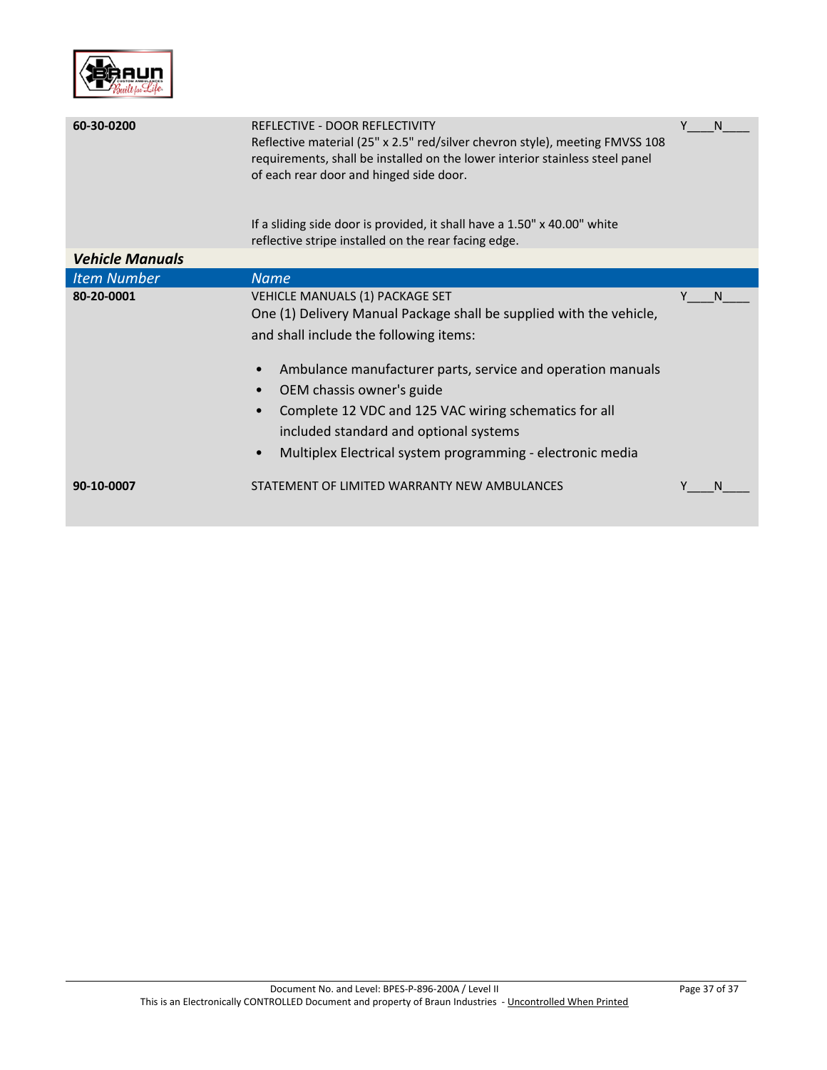| | | |
|---|---|---|
| **60-30-0200** | REFLECTIVE - DOOR REFLECTIVITY<br>Reflective material (25" x 2.5" red/silver chevron style), meeting FMVSS 108 requirements, shall be installed on the lower interior stainless steel panel of each rear door and hinged side door.<br><br>If a sliding side door is provided, it shall have a 1.50" x 40.00" white reflective stripe installed on the rear facing edge. | Y____N____ |

### *Vehicle Manuals*

| *Item Number* | *Name* | |
|---|---|---|
| **80-20-0001** | VEHICLE MANUALS (1) PACKAGE SET<br>One (1) Delivery Manual Package shall be supplied with the vehicle, and shall include the following items:<br>• Ambulance manufacturer parts, service and operation manuals<br>• OEM chassis owner's guide<br>• Complete 12 VDC and 125 VAC wiring schematics for all included standard and optional systems<br>• Multiplex Electrical system programming - electronic media | Y____N____ |
| **90-10-0007** | STATEMENT OF LIMITED WARRANTY NEW AMBULANCES | Y____N____ |

Document No. and Level: BPES-P-896-200A / Level II
This is an Electronically CONTROLLED Document and property of Braun Industries - Uncontrolled When Printed